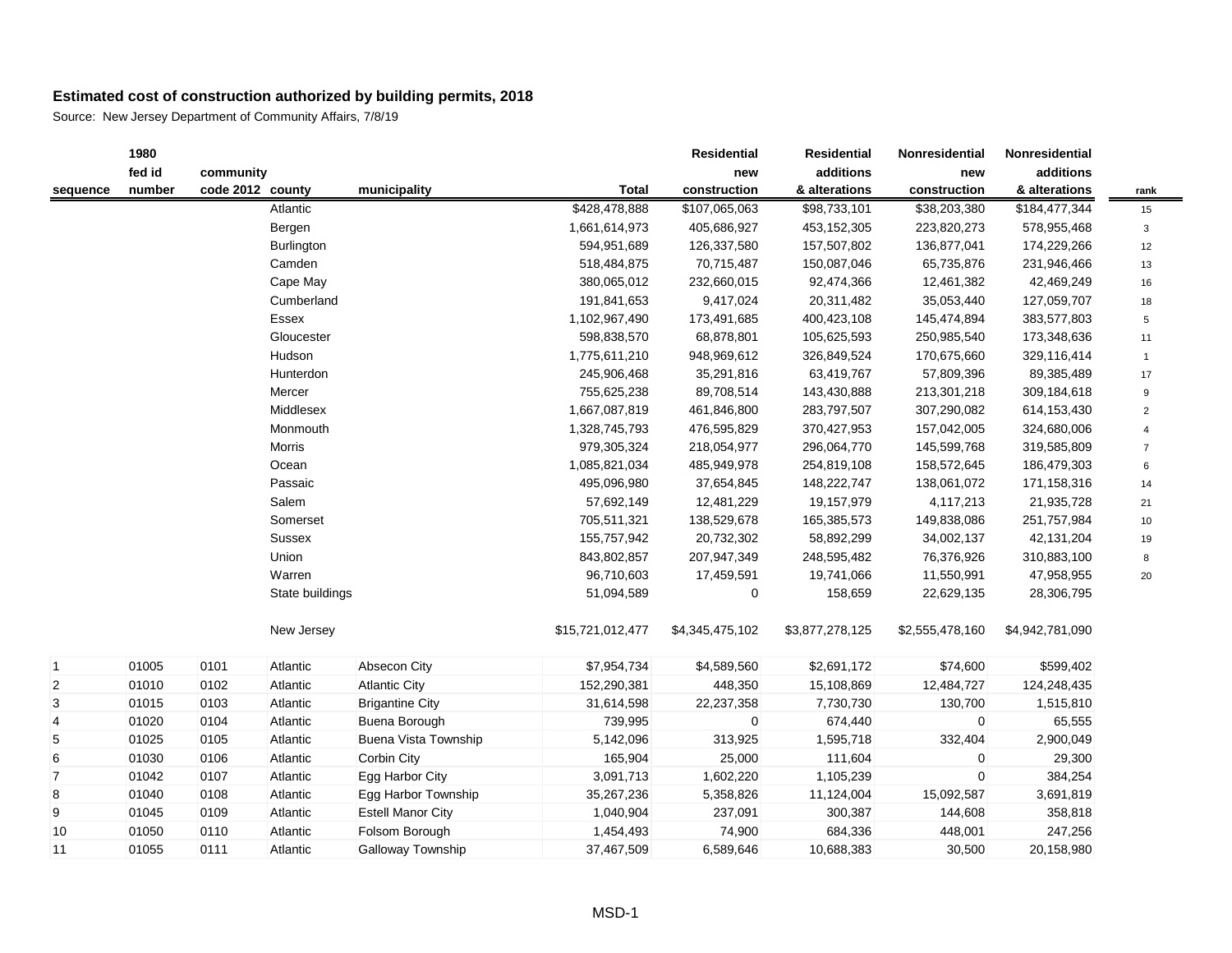## Estimated cost of construction authorized by building permits, 2018

Source: New Jersey Department of Community Affairs, 7/8/19

| sequence | 1980 fed id number | community code 2012 | county | municipality | Total | Residential new construction | Residential additions & alterations | Nonresidential new construction | Nonresidential additions & alterations | rank |
|---|---|---|---|---|---|---|---|---|---|---|
| | | | Atlantic | | $428,478,888 | $107,065,063 | $98,733,101 | $38,203,380 | $184,477,344 | 15 |
| | | | Bergen | | 1,661,614,973 | 405,686,927 | 453,152,305 | 223,820,273 | 578,955,468 | 3 |
| | | | Burlington | | 594,951,689 | 126,337,580 | 157,507,802 | 136,877,041 | 174,229,266 | 12 |
| | | | Camden | | 518,484,875 | 70,715,487 | 150,087,046 | 65,735,876 | 231,946,466 | 13 |
| | | | Cape May | | 380,065,012 | 232,660,015 | 92,474,366 | 12,461,382 | 42,469,249 | 16 |
| | | | Cumberland | | 191,841,653 | 9,417,024 | 20,311,482 | 35,053,440 | 127,059,707 | 18 |
| | | | Essex | | 1,102,967,490 | 173,491,685 | 400,423,108 | 145,474,894 | 383,577,803 | 5 |
| | | | Gloucester | | 598,838,570 | 68,878,801 | 105,625,593 | 250,985,540 | 173,348,636 | 11 |
| | | | Hudson | | 1,775,611,210 | 948,969,612 | 326,849,524 | 170,675,660 | 329,116,414 | 1 |
| | | | Hunterdon | | 245,906,468 | 35,291,816 | 63,419,767 | 57,809,396 | 89,385,489 | 17 |
| | | | Mercer | | 755,625,238 | 89,708,514 | 143,430,888 | 213,301,218 | 309,184,618 | 9 |
| | | | Middlesex | | 1,667,087,819 | 461,846,800 | 283,797,507 | 307,290,082 | 614,153,430 | 2 |
| | | | Monmouth | | 1,328,745,793 | 476,595,829 | 370,427,953 | 157,042,005 | 324,680,006 | 4 |
| | | | Morris | | 979,305,324 | 218,054,977 | 296,064,770 | 145,599,768 | 319,585,809 | 7 |
| | | | Ocean | | 1,085,821,034 | 485,949,978 | 254,819,108 | 158,572,645 | 186,479,303 | 6 |
| | | | Passaic | | 495,096,980 | 37,654,845 | 148,222,747 | 138,061,072 | 171,158,316 | 14 |
| | | | Salem | | 57,692,149 | 12,481,229 | 19,157,979 | 4,117,213 | 21,935,728 | 21 |
| | | | Somerset | | 705,511,321 | 138,529,678 | 165,385,573 | 149,838,086 | 251,757,984 | 10 |
| | | | Sussex | | 155,757,942 | 20,732,302 | 58,892,299 | 34,002,137 | 42,131,204 | 19 |
| | | | Union | | 843,802,857 | 207,947,349 | 248,595,482 | 76,376,926 | 310,883,100 | 8 |
| | | | Warren | | 96,710,603 | 17,459,591 | 19,741,066 | 11,550,991 | 47,958,955 | 20 |
| | | | State buildings | | 51,094,589 | 0 | 158,659 | 22,629,135 | 28,306,795 | |
| | | | New Jersey | | $15,721,012,477 | $4,345,475,102 | $3,877,278,125 | $2,555,478,160 | $4,942,781,090 | |
| 1 | 01005 | 0101 | Atlantic | Absecon City | $7,954,734 | $4,589,560 | $2,691,172 | $74,600 | $599,402 | |
| 2 | 01010 | 0102 | Atlantic | Atlantic City | 152,290,381 | 448,350 | 15,108,869 | 12,484,727 | 124,248,435 | |
| 3 | 01015 | 0103 | Atlantic | Brigantine City | 31,614,598 | 22,237,358 | 7,730,730 | 130,700 | 1,515,810 | |
| 4 | 01020 | 0104 | Atlantic | Buena Borough | 739,995 | 0 | 674,440 | 0 | 65,555 | |
| 5 | 01025 | 0105 | Atlantic | Buena Vista Township | 5,142,096 | 313,925 | 1,595,718 | 332,404 | 2,900,049 | |
| 6 | 01030 | 0106 | Atlantic | Corbin City | 165,904 | 25,000 | 111,604 | 0 | 29,300 | |
| 7 | 01042 | 0107 | Atlantic | Egg Harbor City | 3,091,713 | 1,602,220 | 1,105,239 | 0 | 384,254 | |
| 8 | 01040 | 0108 | Atlantic | Egg Harbor Township | 35,267,236 | 5,358,826 | 11,124,004 | 15,092,587 | 3,691,819 | |
| 9 | 01045 | 0109 | Atlantic | Estell Manor City | 1,040,904 | 237,091 | 300,387 | 144,608 | 358,818 | |
| 10 | 01050 | 0110 | Atlantic | Folsom Borough | 1,454,493 | 74,900 | 684,336 | 448,001 | 247,256 | |
| 11 | 01055 | 0111 | Atlantic | Galloway Township | 37,467,509 | 6,589,646 | 10,688,383 | 30,500 | 20,158,980 | |

MSD-1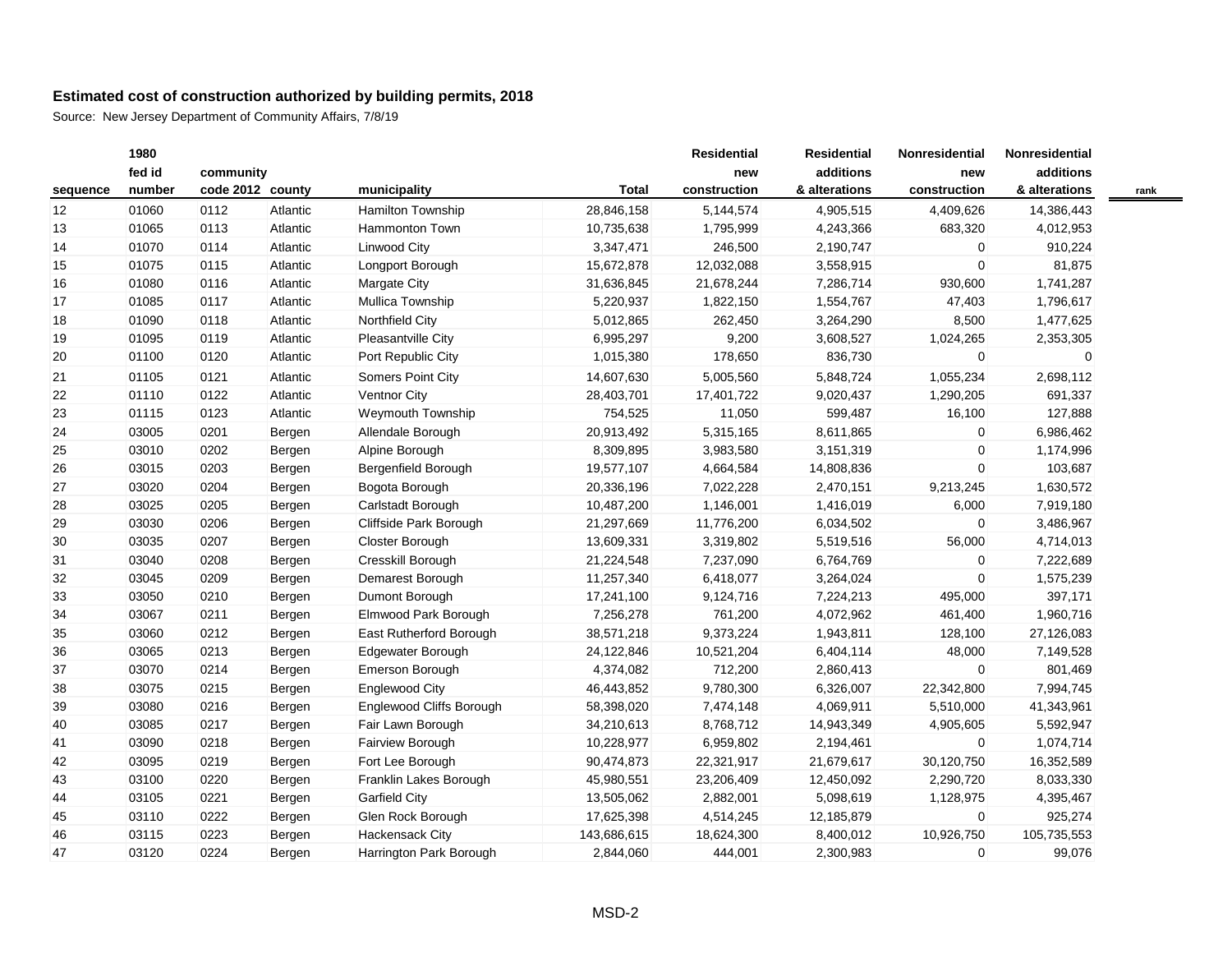**Estimated cost of construction authorized by building permits, 2018**

Source: New Jersey Department of Community Affairs, 7/8/19

| sequence | 1980 fed id number | community code 2012 | county | municipality | Total | Residential new construction | Residential additions & alterations | Nonresidential new construction | Nonresidential additions & alterations | rank |
|---|---|---|---|---|---|---|---|---|---|---|
| 12 | 01060 | 0112 | Atlantic | Hamilton Township | 28,846,158 | 5,144,574 | 4,905,515 | 4,409,626 | 14,386,443 | |
| 13 | 01065 | 0113 | Atlantic | Hammonton Town | 10,735,638 | 1,795,999 | 4,243,366 | 683,320 | 4,012,953 | |
| 14 | 01070 | 0114 | Atlantic | Linwood City | 3,347,471 | 246,500 | 2,190,747 | 0 | 910,224 | |
| 15 | 01075 | 0115 | Atlantic | Longport Borough | 15,672,878 | 12,032,088 | 3,558,915 | 0 | 81,875 | |
| 16 | 01080 | 0116 | Atlantic | Margate City | 31,636,845 | 21,678,244 | 7,286,714 | 930,600 | 1,741,287 | |
| 17 | 01085 | 0117 | Atlantic | Mullica Township | 5,220,937 | 1,822,150 | 1,554,767 | 47,403 | 1,796,617 | |
| 18 | 01090 | 0118 | Atlantic | Northfield City | 5,012,865 | 262,450 | 3,264,290 | 8,500 | 1,477,625 | |
| 19 | 01095 | 0119 | Atlantic | Pleasantville City | 6,995,297 | 9,200 | 3,608,527 | 1,024,265 | 2,353,305 | |
| 20 | 01100 | 0120 | Atlantic | Port Republic City | 1,015,380 | 178,650 | 836,730 | 0 | 0 | |
| 21 | 01105 | 0121 | Atlantic | Somers Point City | 14,607,630 | 5,005,560 | 5,848,724 | 1,055,234 | 2,698,112 | |
| 22 | 01110 | 0122 | Atlantic | Ventnor City | 28,403,701 | 17,401,722 | 9,020,437 | 1,290,205 | 691,337 | |
| 23 | 01115 | 0123 | Atlantic | Weymouth Township | 754,525 | 11,050 | 599,487 | 16,100 | 127,888 | |
| 24 | 03005 | 0201 | Bergen | Allendale Borough | 20,913,492 | 5,315,165 | 8,611,865 | 0 | 6,986,462 | |
| 25 | 03010 | 0202 | Bergen | Alpine Borough | 8,309,895 | 3,983,580 | 3,151,319 | 0 | 1,174,996 | |
| 26 | 03015 | 0203 | Bergen | Bergenfield Borough | 19,577,107 | 4,664,584 | 14,808,836 | 0 | 103,687 | |
| 27 | 03020 | 0204 | Bergen | Bogota Borough | 20,336,196 | 7,022,228 | 2,470,151 | 9,213,245 | 1,630,572 | |
| 28 | 03025 | 0205 | Bergen | Carlstadt Borough | 10,487,200 | 1,146,001 | 1,416,019 | 6,000 | 7,919,180 | |
| 29 | 03030 | 0206 | Bergen | Cliffside Park Borough | 21,297,669 | 11,776,200 | 6,034,502 | 0 | 3,486,967 | |
| 30 | 03035 | 0207 | Bergen | Closter Borough | 13,609,331 | 3,319,802 | 5,519,516 | 56,000 | 4,714,013 | |
| 31 | 03040 | 0208 | Bergen | Cresskill Borough | 21,224,548 | 7,237,090 | 6,764,769 | 0 | 7,222,689 | |
| 32 | 03045 | 0209 | Bergen | Demarest Borough | 11,257,340 | 6,418,077 | 3,264,024 | 0 | 1,575,239 | |
| 33 | 03050 | 0210 | Bergen | Dumont Borough | 17,241,100 | 9,124,716 | 7,224,213 | 495,000 | 397,171 | |
| 34 | 03067 | 0211 | Bergen | Elmwood Park Borough | 7,256,278 | 761,200 | 4,072,962 | 461,400 | 1,960,716 | |
| 35 | 03060 | 0212 | Bergen | East Rutherford Borough | 38,571,218 | 9,373,224 | 1,943,811 | 128,100 | 27,126,083 | |
| 36 | 03065 | 0213 | Bergen | Edgewater Borough | 24,122,846 | 10,521,204 | 6,404,114 | 48,000 | 7,149,528 | |
| 37 | 03070 | 0214 | Bergen | Emerson Borough | 4,374,082 | 712,200 | 2,860,413 | 0 | 801,469 | |
| 38 | 03075 | 0215 | Bergen | Englewood City | 46,443,852 | 9,780,300 | 6,326,007 | 22,342,800 | 7,994,745 | |
| 39 | 03080 | 0216 | Bergen | Englewood Cliffs Borough | 58,398,020 | 7,474,148 | 4,069,911 | 5,510,000 | 41,343,961 | |
| 40 | 03085 | 0217 | Bergen | Fair Lawn Borough | 34,210,613 | 8,768,712 | 14,943,349 | 4,905,605 | 5,592,947 | |
| 41 | 03090 | 0218 | Bergen | Fairview Borough | 10,228,977 | 6,959,802 | 2,194,461 | 0 | 1,074,714 | |
| 42 | 03095 | 0219 | Bergen | Fort Lee Borough | 90,474,873 | 22,321,917 | 21,679,617 | 30,120,750 | 16,352,589 | |
| 43 | 03100 | 0220 | Bergen | Franklin Lakes Borough | 45,980,551 | 23,206,409 | 12,450,092 | 2,290,720 | 8,033,330 | |
| 44 | 03105 | 0221 | Bergen | Garfield City | 13,505,062 | 2,882,001 | 5,098,619 | 1,128,975 | 4,395,467 | |
| 45 | 03110 | 0222 | Bergen | Glen Rock Borough | 17,625,398 | 4,514,245 | 12,185,879 | 0 | 925,274 | |
| 46 | 03115 | 0223 | Bergen | Hackensack City | 143,686,615 | 18,624,300 | 8,400,012 | 10,926,750 | 105,735,553 | |
| 47 | 03120 | 0224 | Bergen | Harrington Park Borough | 2,844,060 | 444,001 | 2,300,983 | 0 | 99,076 | |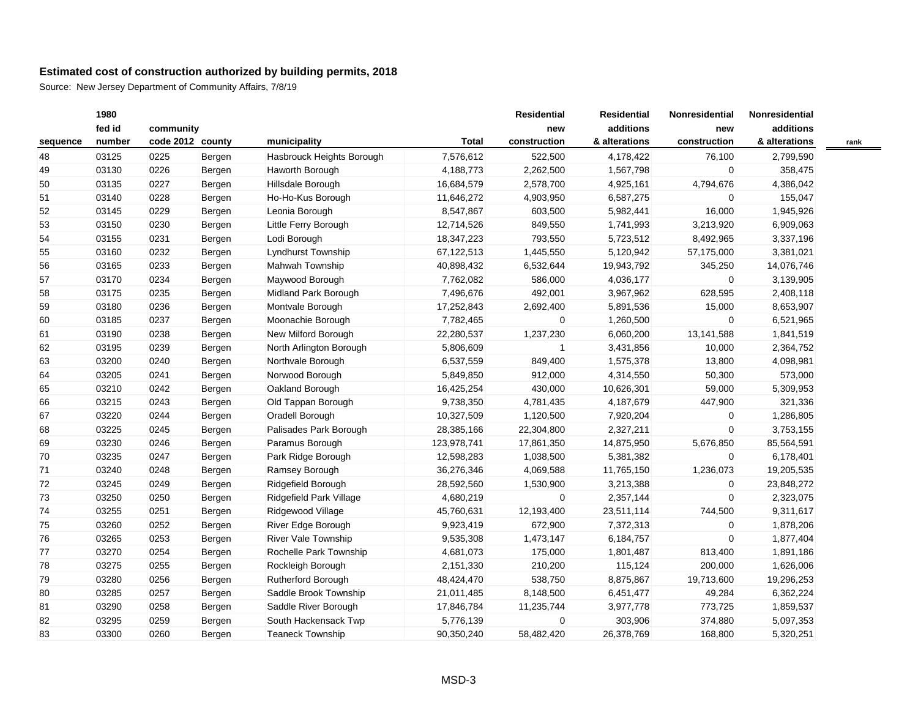## Estimated cost of construction authorized by building permits, 2018

Source: New Jersey Department of Community Affairs, 7/8/19

| sequence | 1980 fed id number | community code 2012 | county | municipality | Total | Residential new construction | Residential additions & alterations | Nonresidential new construction | Nonresidential additions & alterations | rank |
|---|---|---|---|---|---|---|---|---|---|---|
| 48 | 03125 | 0225 | Bergen | Hasbrouck Heights Borough | 7,576,612 | 522,500 | 4,178,422 | 76,100 | 2,799,590 | |
| 49 | 03130 | 0226 | Bergen | Haworth Borough | 4,188,773 | 2,262,500 | 1,567,798 | 0 | 358,475 | |
| 50 | 03135 | 0227 | Bergen | Hillsdale Borough | 16,684,579 | 2,578,700 | 4,925,161 | 4,794,676 | 4,386,042 | |
| 51 | 03140 | 0228 | Bergen | Ho-Ho-Kus Borough | 11,646,272 | 4,903,950 | 6,587,275 | 0 | 155,047 | |
| 52 | 03145 | 0229 | Bergen | Leonia Borough | 8,547,867 | 603,500 | 5,982,441 | 16,000 | 1,945,926 | |
| 53 | 03150 | 0230 | Bergen | Little Ferry Borough | 12,714,526 | 849,550 | 1,741,993 | 3,213,920 | 6,909,063 | |
| 54 | 03155 | 0231 | Bergen | Lodi Borough | 18,347,223 | 793,550 | 5,723,512 | 8,492,965 | 3,337,196 | |
| 55 | 03160 | 0232 | Bergen | Lyndhurst Township | 67,122,513 | 1,445,550 | 5,120,942 | 57,175,000 | 3,381,021 | |
| 56 | 03165 | 0233 | Bergen | Mahwah Township | 40,898,432 | 6,532,644 | 19,943,792 | 345,250 | 14,076,746 | |
| 57 | 03170 | 0234 | Bergen | Maywood Borough | 7,762,082 | 586,000 | 4,036,177 | 0 | 3,139,905 | |
| 58 | 03175 | 0235 | Bergen | Midland Park Borough | 7,496,676 | 492,001 | 3,967,962 | 628,595 | 2,408,118 | |
| 59 | 03180 | 0236 | Bergen | Montvale Borough | 17,252,843 | 2,692,400 | 5,891,536 | 15,000 | 8,653,907 | |
| 60 | 03185 | 0237 | Bergen | Moonachie Borough | 7,782,465 | 0 | 1,260,500 | 0 | 6,521,965 | |
| 61 | 03190 | 0238 | Bergen | New Milford Borough | 22,280,537 | 1,237,230 | 6,060,200 | 13,141,588 | 1,841,519 | |
| 62 | 03195 | 0239 | Bergen | North Arlington Borough | 5,806,609 | 1 | 3,431,856 | 10,000 | 2,364,752 | |
| 63 | 03200 | 0240 | Bergen | Northvale Borough | 6,537,559 | 849,400 | 1,575,378 | 13,800 | 4,098,981 | |
| 64 | 03205 | 0241 | Bergen | Norwood Borough | 5,849,850 | 912,000 | 4,314,550 | 50,300 | 573,000 | |
| 65 | 03210 | 0242 | Bergen | Oakland Borough | 16,425,254 | 430,000 | 10,626,301 | 59,000 | 5,309,953 | |
| 66 | 03215 | 0243 | Bergen | Old Tappan Borough | 9,738,350 | 4,781,435 | 4,187,679 | 447,900 | 321,336 | |
| 67 | 03220 | 0244 | Bergen | Oradell Borough | 10,327,509 | 1,120,500 | 7,920,204 | 0 | 1,286,805 | |
| 68 | 03225 | 0245 | Bergen | Palisades Park Borough | 28,385,166 | 22,304,800 | 2,327,211 | 0 | 3,753,155 | |
| 69 | 03230 | 0246 | Bergen | Paramus Borough | 123,978,741 | 17,861,350 | 14,875,950 | 5,676,850 | 85,564,591 | |
| 70 | 03235 | 0247 | Bergen | Park Ridge Borough | 12,598,283 | 1,038,500 | 5,381,382 | 0 | 6,178,401 | |
| 71 | 03240 | 0248 | Bergen | Ramsey Borough | 36,276,346 | 4,069,588 | 11,765,150 | 1,236,073 | 19,205,535 | |
| 72 | 03245 | 0249 | Bergen | Ridgefield Borough | 28,592,560 | 1,530,900 | 3,213,388 | 0 | 23,848,272 | |
| 73 | 03250 | 0250 | Bergen | Ridgefield Park Village | 4,680,219 | 0 | 2,357,144 | 0 | 2,323,075 | |
| 74 | 03255 | 0251 | Bergen | Ridgewood Village | 45,760,631 | 12,193,400 | 23,511,114 | 744,500 | 9,311,617 | |
| 75 | 03260 | 0252 | Bergen | River Edge Borough | 9,923,419 | 672,900 | 7,372,313 | 0 | 1,878,206 | |
| 76 | 03265 | 0253 | Bergen | River Vale Township | 9,535,308 | 1,473,147 | 6,184,757 | 0 | 1,877,404 | |
| 77 | 03270 | 0254 | Bergen | Rochelle Park Township | 4,681,073 | 175,000 | 1,801,487 | 813,400 | 1,891,186 | |
| 78 | 03275 | 0255 | Bergen | Rockleigh Borough | 2,151,330 | 210,200 | 115,124 | 200,000 | 1,626,006 | |
| 79 | 03280 | 0256 | Bergen | Rutherford Borough | 48,424,470 | 538,750 | 8,875,867 | 19,713,600 | 19,296,253 | |
| 80 | 03285 | 0257 | Bergen | Saddle Brook Township | 21,011,485 | 8,148,500 | 6,451,477 | 49,284 | 6,362,224 | |
| 81 | 03290 | 0258 | Bergen | Saddle River Borough | 17,846,784 | 11,235,744 | 3,977,778 | 773,725 | 1,859,537 | |
| 82 | 03295 | 0259 | Bergen | South Hackensack Twp | 5,776,139 | 0 | 303,906 | 374,880 | 5,097,353 | |
| 83 | 03300 | 0260 | Bergen | Teaneck Township | 90,350,240 | 58,482,420 | 26,378,769 | 168,800 | 5,320,251 | |

MSD-3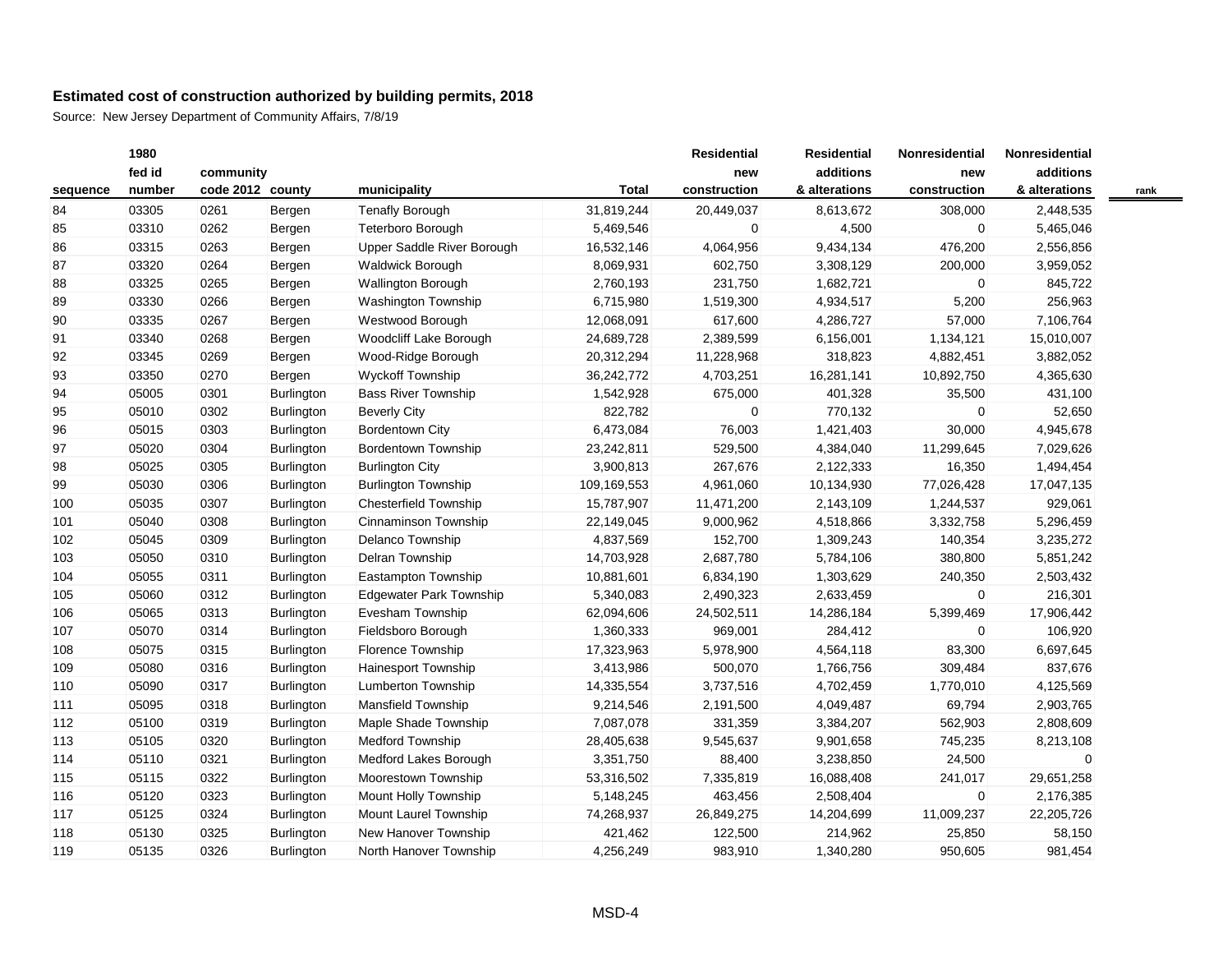## Estimated cost of construction authorized by building permits, 2018

Source: New Jersey Department of Community Affairs, 7/8/19

| sequence | 1980 fed id number | community code 2012 | county | municipality | Total | Residential new construction | Residential additions & alterations | Nonresidential new construction | Nonresidential additions & alterations | rank |
|---|---|---|---|---|---|---|---|---|---|---|
| 84 | 03305 | 0261 | Bergen | Tenafly Borough | 31,819,244 | 20,449,037 | 8,613,672 | 308,000 | 2,448,535 | |
| 85 | 03310 | 0262 | Bergen | Teterboro Borough | 5,469,546 | 0 | 4,500 | 0 | 5,465,046 | |
| 86 | 03315 | 0263 | Bergen | Upper Saddle River Borough | 16,532,146 | 4,064,956 | 9,434,134 | 476,200 | 2,556,856 | |
| 87 | 03320 | 0264 | Bergen | Waldwick Borough | 8,069,931 | 602,750 | 3,308,129 | 200,000 | 3,959,052 | |
| 88 | 03325 | 0265 | Bergen | Wallington Borough | 2,760,193 | 231,750 | 1,682,721 | 0 | 845,722 | |
| 89 | 03330 | 0266 | Bergen | Washington Township | 6,715,980 | 1,519,300 | 4,934,517 | 5,200 | 256,963 | |
| 90 | 03335 | 0267 | Bergen | Westwood Borough | 12,068,091 | 617,600 | 4,286,727 | 57,000 | 7,106,764 | |
| 91 | 03340 | 0268 | Bergen | Woodcliff Lake Borough | 24,689,728 | 2,389,599 | 6,156,001 | 1,134,121 | 15,010,007 | |
| 92 | 03345 | 0269 | Bergen | Wood-Ridge Borough | 20,312,294 | 11,228,968 | 318,823 | 4,882,451 | 3,882,052 | |
| 93 | 03350 | 0270 | Bergen | Wyckoff Township | 36,242,772 | 4,703,251 | 16,281,141 | 10,892,750 | 4,365,630 | |
| 94 | 05005 | 0301 | Burlington | Bass River Township | 1,542,928 | 675,000 | 401,328 | 35,500 | 431,100 | |
| 95 | 05010 | 0302 | Burlington | Beverly City | 822,782 | 0 | 770,132 | 0 | 52,650 | |
| 96 | 05015 | 0303 | Burlington | Bordentown City | 6,473,084 | 76,003 | 1,421,403 | 30,000 | 4,945,678 | |
| 97 | 05020 | 0304 | Burlington | Bordentown Township | 23,242,811 | 529,500 | 4,384,040 | 11,299,645 | 7,029,626 | |
| 98 | 05025 | 0305 | Burlington | Burlington City | 3,900,813 | 267,676 | 2,122,333 | 16,350 | 1,494,454 | |
| 99 | 05030 | 0306 | Burlington | Burlington Township | 109,169,553 | 4,961,060 | 10,134,930 | 77,026,428 | 17,047,135 | |
| 100 | 05035 | 0307 | Burlington | Chesterfield Township | 15,787,907 | 11,471,200 | 2,143,109 | 1,244,537 | 929,061 | |
| 101 | 05040 | 0308 | Burlington | Cinnaminson Township | 22,149,045 | 9,000,962 | 4,518,866 | 3,332,758 | 5,296,459 | |
| 102 | 05045 | 0309 | Burlington | Delanco Township | 4,837,569 | 152,700 | 1,309,243 | 140,354 | 3,235,272 | |
| 103 | 05050 | 0310 | Burlington | Delran Township | 14,703,928 | 2,687,780 | 5,784,106 | 380,800 | 5,851,242 | |
| 104 | 05055 | 0311 | Burlington | Eastampton Township | 10,881,601 | 6,834,190 | 1,303,629 | 240,350 | 2,503,432 | |
| 105 | 05060 | 0312 | Burlington | Edgewater Park Township | 5,340,083 | 2,490,323 | 2,633,459 | 0 | 216,301 | |
| 106 | 05065 | 0313 | Burlington | Evesham Township | 62,094,606 | 24,502,511 | 14,286,184 | 5,399,469 | 17,906,442 | |
| 107 | 05070 | 0314 | Burlington | Fieldsboro Borough | 1,360,333 | 969,001 | 284,412 | 0 | 106,920 | |
| 108 | 05075 | 0315 | Burlington | Florence Township | 17,323,963 | 5,978,900 | 4,564,118 | 83,300 | 6,697,645 | |
| 109 | 05080 | 0316 | Burlington | Hainesport Township | 3,413,986 | 500,070 | 1,766,756 | 309,484 | 837,676 | |
| 110 | 05090 | 0317 | Burlington | Lumberton Township | 14,335,554 | 3,737,516 | 4,702,459 | 1,770,010 | 4,125,569 | |
| 111 | 05095 | 0318 | Burlington | Mansfield Township | 9,214,546 | 2,191,500 | 4,049,487 | 69,794 | 2,903,765 | |
| 112 | 05100 | 0319 | Burlington | Maple Shade Township | 7,087,078 | 331,359 | 3,384,207 | 562,903 | 2,808,609 | |
| 113 | 05105 | 0320 | Burlington | Medford Township | 28,405,638 | 9,545,637 | 9,901,658 | 745,235 | 8,213,108 | |
| 114 | 05110 | 0321 | Burlington | Medford Lakes Borough | 3,351,750 | 88,400 | 3,238,850 | 24,500 | 0 | |
| 115 | 05115 | 0322 | Burlington | Moorestown Township | 53,316,502 | 7,335,819 | 16,088,408 | 241,017 | 29,651,258 | |
| 116 | 05120 | 0323 | Burlington | Mount Holly Township | 5,148,245 | 463,456 | 2,508,404 | 0 | 2,176,385 | |
| 117 | 05125 | 0324 | Burlington | Mount Laurel Township | 74,268,937 | 26,849,275 | 14,204,699 | 11,009,237 | 22,205,726 | |
| 118 | 05130 | 0325 | Burlington | New Hanover Township | 421,462 | 122,500 | 214,962 | 25,850 | 58,150 | |
| 119 | 05135 | 0326 | Burlington | North Hanover Township | 4,256,249 | 983,910 | 1,340,280 | 950,605 | 981,454 | |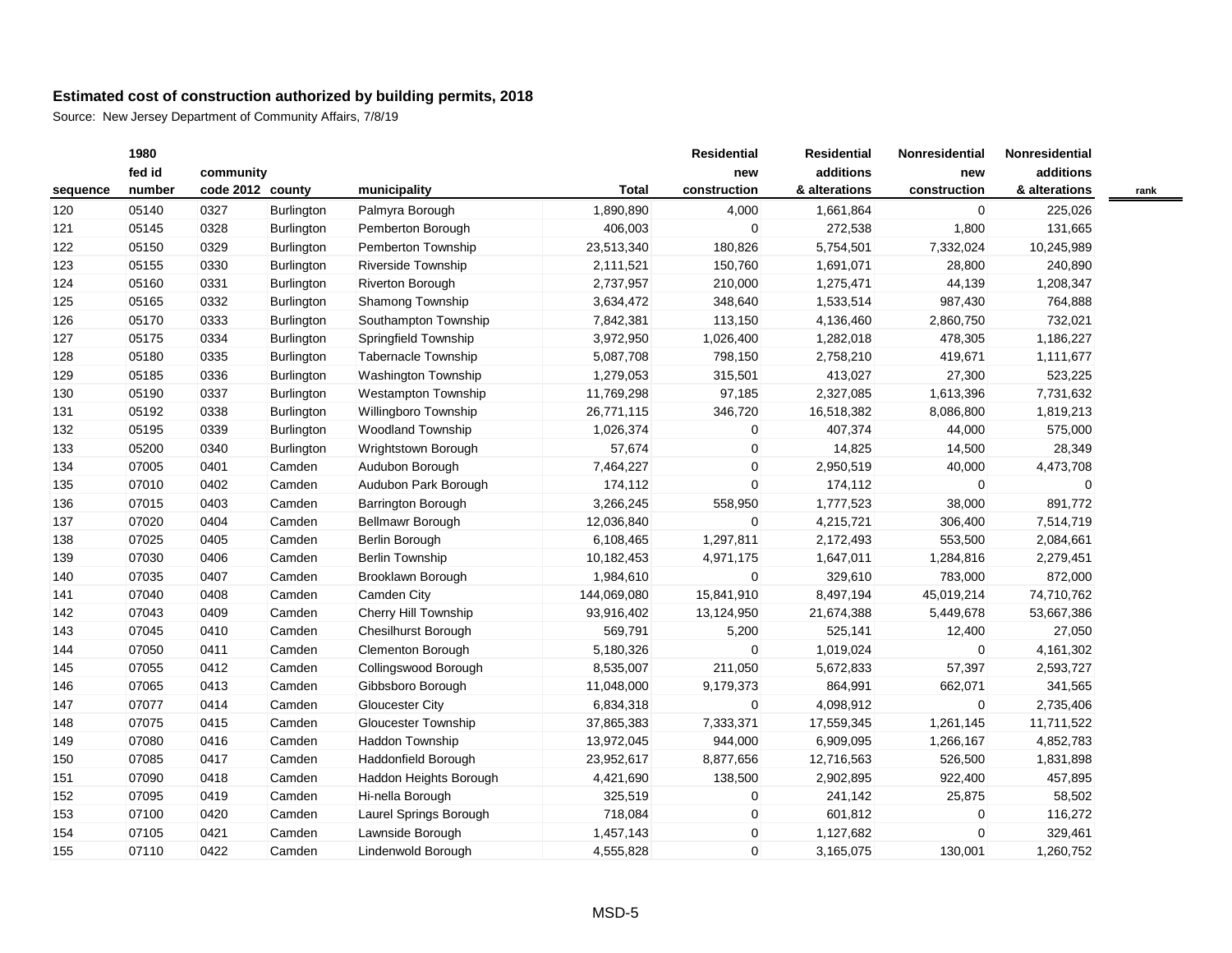## Estimated cost of construction authorized by building permits, 2018

Source: New Jersey Department of Community Affairs, 7/8/19

| sequence | 1980 fed id number | community code 2012 | county | municipality | Total | Residential new construction | Residential additions & alterations | Nonresidential new construction | Nonresidential additions & alterations | rank |
|---|---|---|---|---|---|---|---|---|---|---|
| 120 | 05140 | 0327 | Burlington | Palmyra Borough | 1,890,890 | 4,000 | 1,661,864 | 0 | 225,026 | |
| 121 | 05145 | 0328 | Burlington | Pemberton Borough | 406,003 | 0 | 272,538 | 1,800 | 131,665 | |
| 122 | 05150 | 0329 | Burlington | Pemberton Township | 23,513,340 | 180,826 | 5,754,501 | 7,332,024 | 10,245,989 | |
| 123 | 05155 | 0330 | Burlington | Riverside Township | 2,111,521 | 150,760 | 1,691,071 | 28,800 | 240,890 | |
| 124 | 05160 | 0331 | Burlington | Riverton Borough | 2,737,957 | 210,000 | 1,275,471 | 44,139 | 1,208,347 | |
| 125 | 05165 | 0332 | Burlington | Shamong Township | 3,634,472 | 348,640 | 1,533,514 | 987,430 | 764,888 | |
| 126 | 05170 | 0333 | Burlington | Southampton Township | 7,842,381 | 113,150 | 4,136,460 | 2,860,750 | 732,021 | |
| 127 | 05175 | 0334 | Burlington | Springfield Township | 3,972,950 | 1,026,400 | 1,282,018 | 478,305 | 1,186,227 | |
| 128 | 05180 | 0335 | Burlington | Tabernacle Township | 5,087,708 | 798,150 | 2,758,210 | 419,671 | 1,111,677 | |
| 129 | 05185 | 0336 | Burlington | Washington Township | 1,279,053 | 315,501 | 413,027 | 27,300 | 523,225 | |
| 130 | 05190 | 0337 | Burlington | Westampton Township | 11,769,298 | 97,185 | 2,327,085 | 1,613,396 | 7,731,632 | |
| 131 | 05192 | 0338 | Burlington | Willingboro Township | 26,771,115 | 346,720 | 16,518,382 | 8,086,800 | 1,819,213 | |
| 132 | 05195 | 0339 | Burlington | Woodland Township | 1,026,374 | 0 | 407,374 | 44,000 | 575,000 | |
| 133 | 05200 | 0340 | Burlington | Wrightstown Borough | 57,674 | 0 | 14,825 | 14,500 | 28,349 | |
| 134 | 07005 | 0401 | Camden | Audubon Borough | 7,464,227 | 0 | 2,950,519 | 40,000 | 4,473,708 | |
| 135 | 07010 | 0402 | Camden | Audubon Park Borough | 174,112 | 0 | 174,112 | 0 | 0 | |
| 136 | 07015 | 0403 | Camden | Barrington Borough | 3,266,245 | 558,950 | 1,777,523 | 38,000 | 891,772 | |
| 137 | 07020 | 0404 | Camden | Bellmawr Borough | 12,036,840 | 0 | 4,215,721 | 306,400 | 7,514,719 | |
| 138 | 07025 | 0405 | Camden | Berlin Borough | 6,108,465 | 1,297,811 | 2,172,493 | 553,500 | 2,084,661 | |
| 139 | 07030 | 0406 | Camden | Berlin Township | 10,182,453 | 4,971,175 | 1,647,011 | 1,284,816 | 2,279,451 | |
| 140 | 07035 | 0407 | Camden | Brooklawn Borough | 1,984,610 | 0 | 329,610 | 783,000 | 872,000 | |
| 141 | 07040 | 0408 | Camden | Camden City | 144,069,080 | 15,841,910 | 8,497,194 | 45,019,214 | 74,710,762 | |
| 142 | 07043 | 0409 | Camden | Cherry Hill Township | 93,916,402 | 13,124,950 | 21,674,388 | 5,449,678 | 53,667,386 | |
| 143 | 07045 | 0410 | Camden | Chesilhurst Borough | 569,791 | 5,200 | 525,141 | 12,400 | 27,050 | |
| 144 | 07050 | 0411 | Camden | Clementon Borough | 5,180,326 | 0 | 1,019,024 | 0 | 4,161,302 | |
| 145 | 07055 | 0412 | Camden | Collingswood Borough | 8,535,007 | 211,050 | 5,672,833 | 57,397 | 2,593,727 | |
| 146 | 07065 | 0413 | Camden | Gibbsboro Borough | 11,048,000 | 9,179,373 | 864,991 | 662,071 | 341,565 | |
| 147 | 07077 | 0414 | Camden | Gloucester City | 6,834,318 | 0 | 4,098,912 | 0 | 2,735,406 | |
| 148 | 07075 | 0415 | Camden | Gloucester Township | 37,865,383 | 7,333,371 | 17,559,345 | 1,261,145 | 11,711,522 | |
| 149 | 07080 | 0416 | Camden | Haddon Township | 13,972,045 | 944,000 | 6,909,095 | 1,266,167 | 4,852,783 | |
| 150 | 07085 | 0417 | Camden | Haddonfield Borough | 23,952,617 | 8,877,656 | 12,716,563 | 526,500 | 1,831,898 | |
| 151 | 07090 | 0418 | Camden | Haddon Heights Borough | 4,421,690 | 138,500 | 2,902,895 | 922,400 | 457,895 | |
| 152 | 07095 | 0419 | Camden | Hi-nella Borough | 325,519 | 0 | 241,142 | 25,875 | 58,502 | |
| 153 | 07100 | 0420 | Camden | Laurel Springs Borough | 718,084 | 0 | 601,812 | 0 | 116,272 | |
| 154 | 07105 | 0421 | Camden | Lawnside Borough | 1,457,143 | 0 | 1,127,682 | 0 | 329,461 | |
| 155 | 07110 | 0422 | Camden | Lindenwold Borough | 4,555,828 | 0 | 3,165,075 | 130,001 | 1,260,752 | |

MSD-5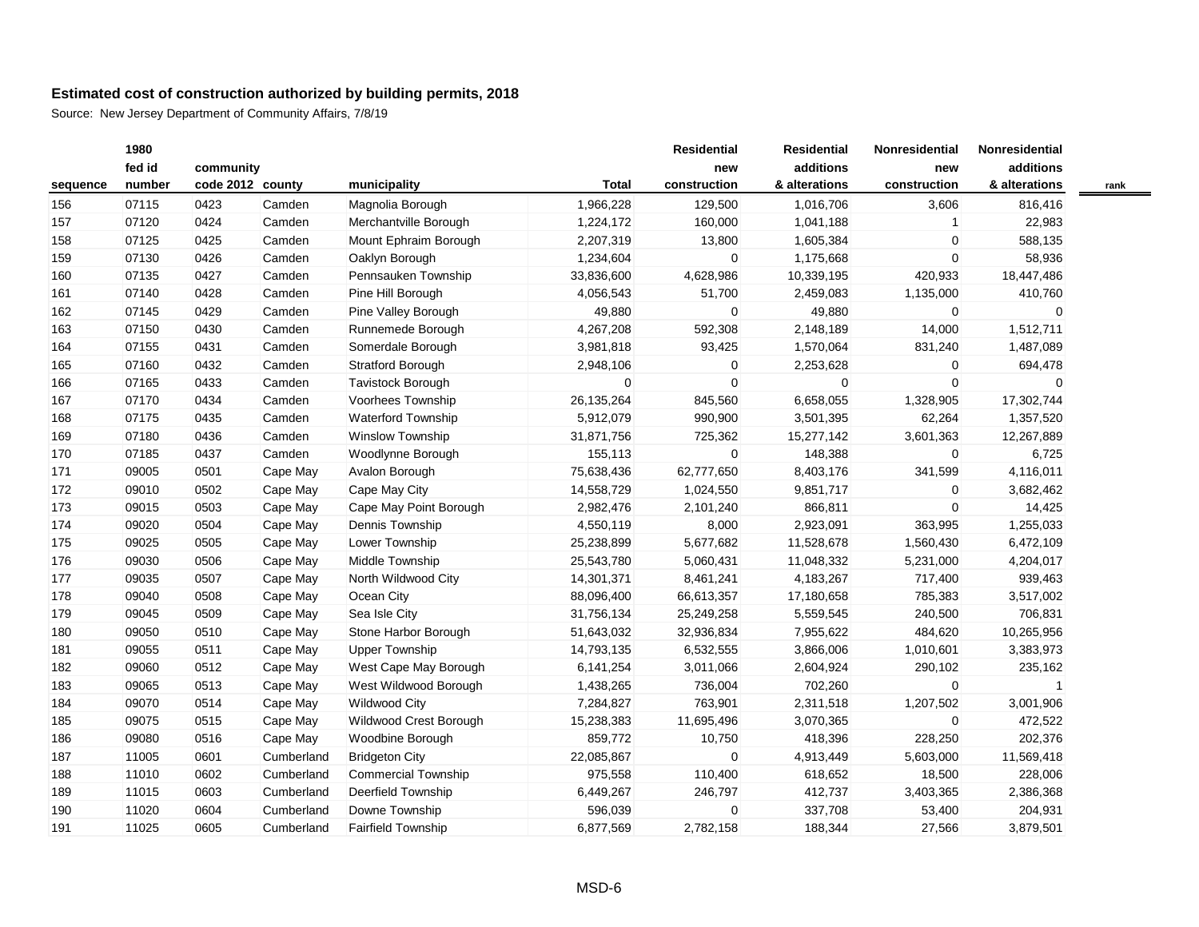# Estimated cost of construction authorized by building permits, 2018

Source: New Jersey Department of Community Affairs, 7/8/19

| sequence | 1980 fed id number | community code 2012 | county | municipality | Total | Residential new construction | Residential additions & alterations | Nonresidential new construction | Nonresidential additions & alterations | rank |
|---|---|---|---|---|---|---|---|---|---|---|
| 156 | 07115 | 0423 | Camden | Magnolia Borough | 1,966,228 | 129,500 | 1,016,706 | 3,606 | 816,416 | |
| 157 | 07120 | 0424 | Camden | Merchantville Borough | 1,224,172 | 160,000 | 1,041,188 | 1 | 22,983 | |
| 158 | 07125 | 0425 | Camden | Mount Ephraim Borough | 2,207,319 | 13,800 | 1,605,384 | 0 | 588,135 | |
| 159 | 07130 | 0426 | Camden | Oaklyn Borough | 1,234,604 | 0 | 1,175,668 | 0 | 58,936 | |
| 160 | 07135 | 0427 | Camden | Pennsauken Township | 33,836,600 | 4,628,986 | 10,339,195 | 420,933 | 18,447,486 | |
| 161 | 07140 | 0428 | Camden | Pine Hill Borough | 4,056,543 | 51,700 | 2,459,083 | 1,135,000 | 410,760 | |
| 162 | 07145 | 0429 | Camden | Pine Valley Borough | 49,880 | 0 | 49,880 | 0 | 0 | |
| 163 | 07150 | 0430 | Camden | Runnemede Borough | 4,267,208 | 592,308 | 2,148,189 | 14,000 | 1,512,711 | |
| 164 | 07155 | 0431 | Camden | Somerdale Borough | 3,981,818 | 93,425 | 1,570,064 | 831,240 | 1,487,089 | |
| 165 | 07160 | 0432 | Camden | Stratford Borough | 2,948,106 | 0 | 2,253,628 | 0 | 694,478 | |
| 166 | 07165 | 0433 | Camden | Tavistock Borough | 0 | 0 | 0 | 0 | 0 | |
| 167 | 07170 | 0434 | Camden | Voorhees Township | 26,135,264 | 845,560 | 6,658,055 | 1,328,905 | 17,302,744 | |
| 168 | 07175 | 0435 | Camden | Waterford Township | 5,912,079 | 990,900 | 3,501,395 | 62,264 | 1,357,520 | |
| 169 | 07180 | 0436 | Camden | Winslow Township | 31,871,756 | 725,362 | 15,277,142 | 3,601,363 | 12,267,889 | |
| 170 | 07185 | 0437 | Camden | Woodlynne Borough | 155,113 | 0 | 148,388 | 0 | 6,725 | |
| 171 | 09005 | 0501 | Cape May | Avalon Borough | 75,638,436 | 62,777,650 | 8,403,176 | 341,599 | 4,116,011 | |
| 172 | 09010 | 0502 | Cape May | Cape May City | 14,558,729 | 1,024,550 | 9,851,717 | 0 | 3,682,462 | |
| 173 | 09015 | 0503 | Cape May | Cape May Point Borough | 2,982,476 | 2,101,240 | 866,811 | 0 | 14,425 | |
| 174 | 09020 | 0504 | Cape May | Dennis Township | 4,550,119 | 8,000 | 2,923,091 | 363,995 | 1,255,033 | |
| 175 | 09025 | 0505 | Cape May | Lower Township | 25,238,899 | 5,677,682 | 11,528,678 | 1,560,430 | 6,472,109 | |
| 176 | 09030 | 0506 | Cape May | Middle Township | 25,543,780 | 5,060,431 | 11,048,332 | 5,231,000 | 4,204,017 | |
| 177 | 09035 | 0507 | Cape May | North Wildwood City | 14,301,371 | 8,461,241 | 4,183,267 | 717,400 | 939,463 | |
| 178 | 09040 | 0508 | Cape May | Ocean City | 88,096,400 | 66,613,357 | 17,180,658 | 785,383 | 3,517,002 | |
| 179 | 09045 | 0509 | Cape May | Sea Isle City | 31,756,134 | 25,249,258 | 5,559,545 | 240,500 | 706,831 | |
| 180 | 09050 | 0510 | Cape May | Stone Harbor Borough | 51,643,032 | 32,936,834 | 7,955,622 | 484,620 | 10,265,956 | |
| 181 | 09055 | 0511 | Cape May | Upper Township | 14,793,135 | 6,532,555 | 3,866,006 | 1,010,601 | 3,383,973 | |
| 182 | 09060 | 0512 | Cape May | West Cape May Borough | 6,141,254 | 3,011,066 | 2,604,924 | 290,102 | 235,162 | |
| 183 | 09065 | 0513 | Cape May | West Wildwood Borough | 1,438,265 | 736,004 | 702,260 | 0 | 1 | |
| 184 | 09070 | 0514 | Cape May | Wildwood City | 7,284,827 | 763,901 | 2,311,518 | 1,207,502 | 3,001,906 | |
| 185 | 09075 | 0515 | Cape May | Wildwood Crest Borough | 15,238,383 | 11,695,496 | 3,070,365 | 0 | 472,522 | |
| 186 | 09080 | 0516 | Cape May | Woodbine Borough | 859,772 | 10,750 | 418,396 | 228,250 | 202,376 | |
| 187 | 11005 | 0601 | Cumberland | Bridgeton City | 22,085,867 | 0 | 4,913,449 | 5,603,000 | 11,569,418 | |
| 188 | 11010 | 0602 | Cumberland | Commercial Township | 975,558 | 110,400 | 618,652 | 18,500 | 228,006 | |
| 189 | 11015 | 0603 | Cumberland | Deerfield Township | 6,449,267 | 246,797 | 412,737 | 3,403,365 | 2,386,368 | |
| 190 | 11020 | 0604 | Cumberland | Downe Township | 596,039 | 0 | 337,708 | 53,400 | 204,931 | |
| 191 | 11025 | 0605 | Cumberland | Fairfield Township | 6,877,569 | 2,782,158 | 188,344 | 27,566 | 3,879,501 | |

MSD-6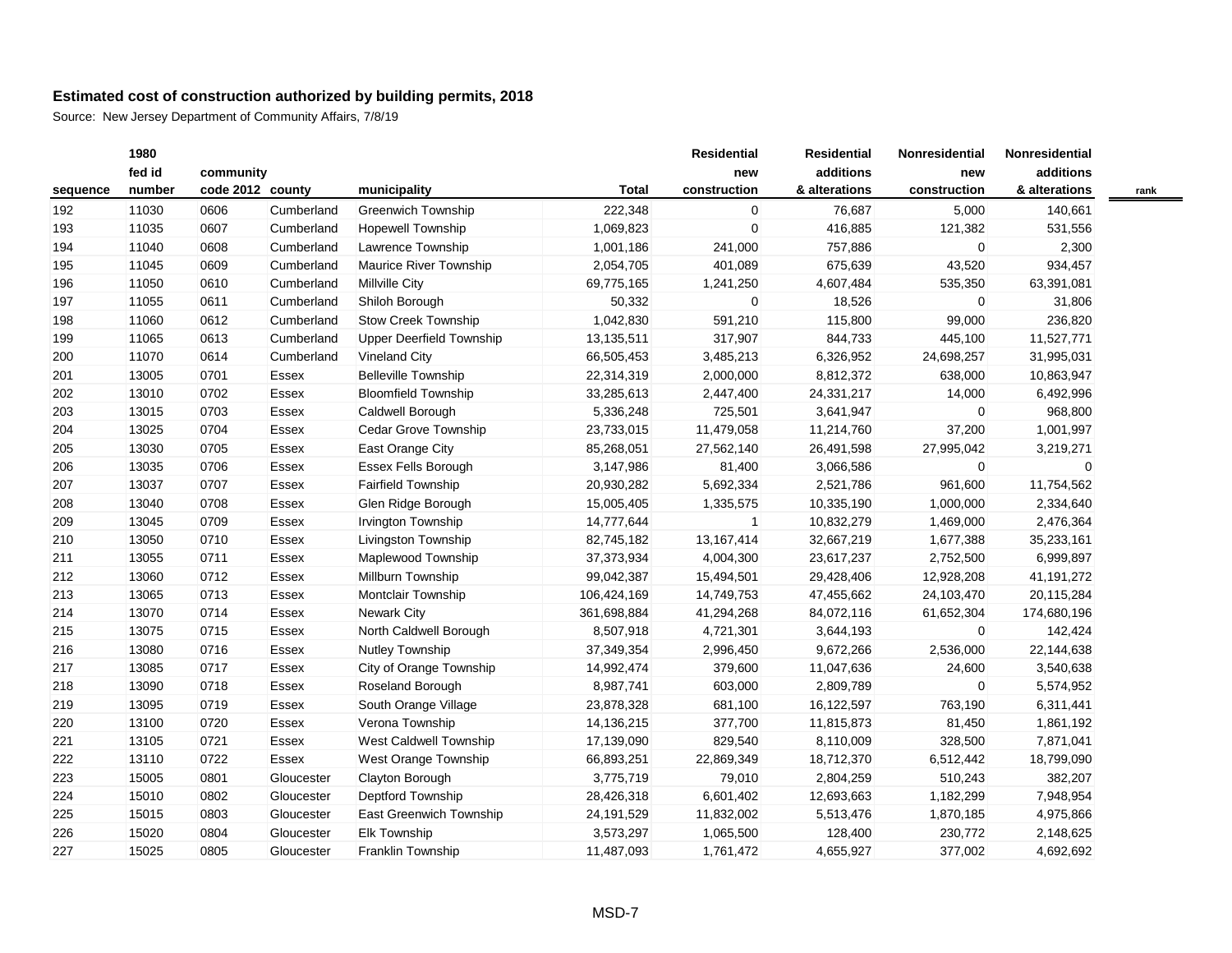## Estimated cost of construction authorized by building permits, 2018

Source: New Jersey Department of Community Affairs, 7/8/19

| sequence | 1980 fed id number | community code 2012 | county | municipality | Total | Residential new construction | Residential additions & alterations | Nonresidential new construction | Nonresidential additions & alterations | rank |
|---|---|---|---|---|---|---|---|---|---|---|
| 192 | 11030 | 0606 | Cumberland | Greenwich Township | 222,348 | 0 | 76,687 | 5,000 | 140,661 | |
| 193 | 11035 | 0607 | Cumberland | Hopewell Township | 1,069,823 | 0 | 416,885 | 121,382 | 531,556 | |
| 194 | 11040 | 0608 | Cumberland | Lawrence Township | 1,001,186 | 241,000 | 757,886 | 0 | 2,300 | |
| 195 | 11045 | 0609 | Cumberland | Maurice River Township | 2,054,705 | 401,089 | 675,639 | 43,520 | 934,457 | |
| 196 | 11050 | 0610 | Cumberland | Millville City | 69,775,165 | 1,241,250 | 4,607,484 | 535,350 | 63,391,081 | |
| 197 | 11055 | 0611 | Cumberland | Shiloh Borough | 50,332 | 0 | 18,526 | 0 | 31,806 | |
| 198 | 11060 | 0612 | Cumberland | Stow Creek Township | 1,042,830 | 591,210 | 115,800 | 99,000 | 236,820 | |
| 199 | 11065 | 0613 | Cumberland | Upper Deerfield Township | 13,135,511 | 317,907 | 844,733 | 445,100 | 11,527,771 | |
| 200 | 11070 | 0614 | Cumberland | Vineland City | 66,505,453 | 3,485,213 | 6,326,952 | 24,698,257 | 31,995,031 | |
| 201 | 13005 | 0701 | Essex | Belleville Township | 22,314,319 | 2,000,000 | 8,812,372 | 638,000 | 10,863,947 | |
| 202 | 13010 | 0702 | Essex | Bloomfield Township | 33,285,613 | 2,447,400 | 24,331,217 | 14,000 | 6,492,996 | |
| 203 | 13015 | 0703 | Essex | Caldwell Borough | 5,336,248 | 725,501 | 3,641,947 | 0 | 968,800 | |
| 204 | 13025 | 0704 | Essex | Cedar Grove Township | 23,733,015 | 11,479,058 | 11,214,760 | 37,200 | 1,001,997 | |
| 205 | 13030 | 0705 | Essex | East Orange City | 85,268,051 | 27,562,140 | 26,491,598 | 27,995,042 | 3,219,271 | |
| 206 | 13035 | 0706 | Essex | Essex Fells Borough | 3,147,986 | 81,400 | 3,066,586 | 0 | 0 | |
| 207 | 13037 | 0707 | Essex | Fairfield Township | 20,930,282 | 5,692,334 | 2,521,786 | 961,600 | 11,754,562 | |
| 208 | 13040 | 0708 | Essex | Glen Ridge Borough | 15,005,405 | 1,335,575 | 10,335,190 | 1,000,000 | 2,334,640 | |
| 209 | 13045 | 0709 | Essex | Irvington Township | 14,777,644 | 1 | 10,832,279 | 1,469,000 | 2,476,364 | |
| 210 | 13050 | 0710 | Essex | Livingston Township | 82,745,182 | 13,167,414 | 32,667,219 | 1,677,388 | 35,233,161 | |
| 211 | 13055 | 0711 | Essex | Maplewood Township | 37,373,934 | 4,004,300 | 23,617,237 | 2,752,500 | 6,999,897 | |
| 212 | 13060 | 0712 | Essex | Millburn Township | 99,042,387 | 15,494,501 | 29,428,406 | 12,928,208 | 41,191,272 | |
| 213 | 13065 | 0713 | Essex | Montclair Township | 106,424,169 | 14,749,753 | 47,455,662 | 24,103,470 | 20,115,284 | |
| 214 | 13070 | 0714 | Essex | Newark City | 361,698,884 | 41,294,268 | 84,072,116 | 61,652,304 | 174,680,196 | |
| 215 | 13075 | 0715 | Essex | North Caldwell Borough | 8,507,918 | 4,721,301 | 3,644,193 | 0 | 142,424 | |
| 216 | 13080 | 0716 | Essex | Nutley Township | 37,349,354 | 2,996,450 | 9,672,266 | 2,536,000 | 22,144,638 | |
| 217 | 13085 | 0717 | Essex | City of Orange Township | 14,992,474 | 379,600 | 11,047,636 | 24,600 | 3,540,638 | |
| 218 | 13090 | 0718 | Essex | Roseland Borough | 8,987,741 | 603,000 | 2,809,789 | 0 | 5,574,952 | |
| 219 | 13095 | 0719 | Essex | South Orange Village | 23,878,328 | 681,100 | 16,122,597 | 763,190 | 6,311,441 | |
| 220 | 13100 | 0720 | Essex | Verona Township | 14,136,215 | 377,700 | 11,815,873 | 81,450 | 1,861,192 | |
| 221 | 13105 | 0721 | Essex | West Caldwell Township | 17,139,090 | 829,540 | 8,110,009 | 328,500 | 7,871,041 | |
| 222 | 13110 | 0722 | Essex | West Orange Township | 66,893,251 | 22,869,349 | 18,712,370 | 6,512,442 | 18,799,090 | |
| 223 | 15005 | 0801 | Gloucester | Clayton Borough | 3,775,719 | 79,010 | 2,804,259 | 510,243 | 382,207 | |
| 224 | 15010 | 0802 | Gloucester | Deptford Township | 28,426,318 | 6,601,402 | 12,693,663 | 1,182,299 | 7,948,954 | |
| 225 | 15015 | 0803 | Gloucester | East Greenwich Township | 24,191,529 | 11,832,002 | 5,513,476 | 1,870,185 | 4,975,866 | |
| 226 | 15020 | 0804 | Gloucester | Elk Township | 3,573,297 | 1,065,500 | 128,400 | 230,772 | 2,148,625 | |
| 227 | 15025 | 0805 | Gloucester | Franklin Township | 11,487,093 | 1,761,472 | 4,655,927 | 377,002 | 4,692,692 | |

MSD-7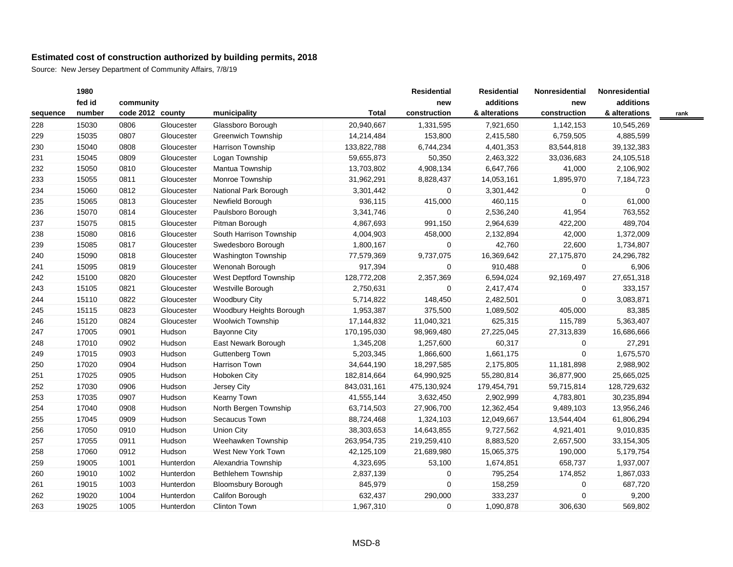# Estimated cost of construction authorized by building permits, 2018

Source: New Jersey Department of Community Affairs, 7/8/19

| sequence | 1980 fed id number | community code 2012 | county | municipality | Total | Residential new construction | Residential additions & alterations | Nonresidential new construction | Nonresidential additions & alterations | rank |
|---|---|---|---|---|---|---|---|---|---|---|
| 228 | 15030 | 0806 | Gloucester | Glassboro Borough | 20,940,667 | 1,331,595 | 7,921,650 | 1,142,153 | 10,545,269 | |
| 229 | 15035 | 0807 | Gloucester | Greenwich Township | 14,214,484 | 153,800 | 2,415,580 | 6,759,505 | 4,885,599 | |
| 230 | 15040 | 0808 | Gloucester | Harrison Township | 133,822,788 | 6,744,234 | 4,401,353 | 83,544,818 | 39,132,383 | |
| 231 | 15045 | 0809 | Gloucester | Logan Township | 59,655,873 | 50,350 | 2,463,322 | 33,036,683 | 24,105,518 | |
| 232 | 15050 | 0810 | Gloucester | Mantua Township | 13,703,802 | 4,908,134 | 6,647,766 | 41,000 | 2,106,902 | |
| 233 | 15055 | 0811 | Gloucester | Monroe Township | 31,962,291 | 8,828,437 | 14,053,161 | 1,895,970 | 7,184,723 | |
| 234 | 15060 | 0812 | Gloucester | National Park Borough | 3,301,442 | 0 | 3,301,442 | 0 | 0 | |
| 235 | 15065 | 0813 | Gloucester | Newfield Borough | 936,115 | 415,000 | 460,115 | 0 | 61,000 | |
| 236 | 15070 | 0814 | Gloucester | Paulsboro Borough | 3,341,746 | 0 | 2,536,240 | 41,954 | 763,552 | |
| 237 | 15075 | 0815 | Gloucester | Pitman Borough | 4,867,693 | 991,150 | 2,964,639 | 422,200 | 489,704 | |
| 238 | 15080 | 0816 | Gloucester | South Harrison Township | 4,004,903 | 458,000 | 2,132,894 | 42,000 | 1,372,009 | |
| 239 | 15085 | 0817 | Gloucester | Swedesboro Borough | 1,800,167 | 0 | 42,760 | 22,600 | 1,734,807 | |
| 240 | 15090 | 0818 | Gloucester | Washington Township | 77,579,369 | 9,737,075 | 16,369,642 | 27,175,870 | 24,296,782 | |
| 241 | 15095 | 0819 | Gloucester | Wenonah Borough | 917,394 | 0 | 910,488 | 0 | 6,906 | |
| 242 | 15100 | 0820 | Gloucester | West Deptford Township | 128,772,208 | 2,357,369 | 6,594,024 | 92,169,497 | 27,651,318 | |
| 243 | 15105 | 0821 | Gloucester | Westville Borough | 2,750,631 | 0 | 2,417,474 | 0 | 333,157 | |
| 244 | 15110 | 0822 | Gloucester | Woodbury City | 5,714,822 | 148,450 | 2,482,501 | 0 | 3,083,871 | |
| 245 | 15115 | 0823 | Gloucester | Woodbury Heights Borough | 1,953,387 | 375,500 | 1,089,502 | 405,000 | 83,385 | |
| 246 | 15120 | 0824 | Gloucester | Woolwich Township | 17,144,832 | 11,040,321 | 625,315 | 115,789 | 5,363,407 | |
| 247 | 17005 | 0901 | Hudson | Bayonne City | 170,195,030 | 98,969,480 | 27,225,045 | 27,313,839 | 16,686,666 | |
| 248 | 17010 | 0902 | Hudson | East Newark Borough | 1,345,208 | 1,257,600 | 60,317 | 0 | 27,291 | |
| 249 | 17015 | 0903 | Hudson | Guttenberg Town | 5,203,345 | 1,866,600 | 1,661,175 | 0 | 1,675,570 | |
| 250 | 17020 | 0904 | Hudson | Harrison Town | 34,644,190 | 18,297,585 | 2,175,805 | 11,181,898 | 2,988,902 | |
| 251 | 17025 | 0905 | Hudson | Hoboken City | 182,814,664 | 64,990,925 | 55,280,814 | 36,877,900 | 25,665,025 | |
| 252 | 17030 | 0906 | Hudson | Jersey City | 843,031,161 | 475,130,924 | 179,454,791 | 59,715,814 | 128,729,632 | |
| 253 | 17035 | 0907 | Hudson | Kearny Town | 41,555,144 | 3,632,450 | 2,902,999 | 4,783,801 | 30,235,894 | |
| 254 | 17040 | 0908 | Hudson | North Bergen Township | 63,714,503 | 27,906,700 | 12,362,454 | 9,489,103 | 13,956,246 | |
| 255 | 17045 | 0909 | Hudson | Secaucus Town | 88,724,468 | 1,324,103 | 12,049,667 | 13,544,404 | 61,806,294 | |
| 256 | 17050 | 0910 | Hudson | Union City | 38,303,653 | 14,643,855 | 9,727,562 | 4,921,401 | 9,010,835 | |
| 257 | 17055 | 0911 | Hudson | Weehawken Township | 263,954,735 | 219,259,410 | 8,883,520 | 2,657,500 | 33,154,305 | |
| 258 | 17060 | 0912 | Hudson | West New York Town | 42,125,109 | 21,689,980 | 15,065,375 | 190,000 | 5,179,754 | |
| 259 | 19005 | 1001 | Hunterdon | Alexandria Township | 4,323,695 | 53,100 | 1,674,851 | 658,737 | 1,937,007 | |
| 260 | 19010 | 1002 | Hunterdon | Bethlehem Township | 2,837,139 | 0 | 795,254 | 174,852 | 1,867,033 | |
| 261 | 19015 | 1003 | Hunterdon | Bloomsbury Borough | 845,979 | 0 | 158,259 | 0 | 687,720 | |
| 262 | 19020 | 1004 | Hunterdon | Califon Borough | 632,437 | 290,000 | 333,237 | 0 | 9,200 | |
| 263 | 19025 | 1005 | Hunterdon | Clinton Town | 1,967,310 | 0 | 1,090,878 | 306,630 | 569,802 | |

MSD-8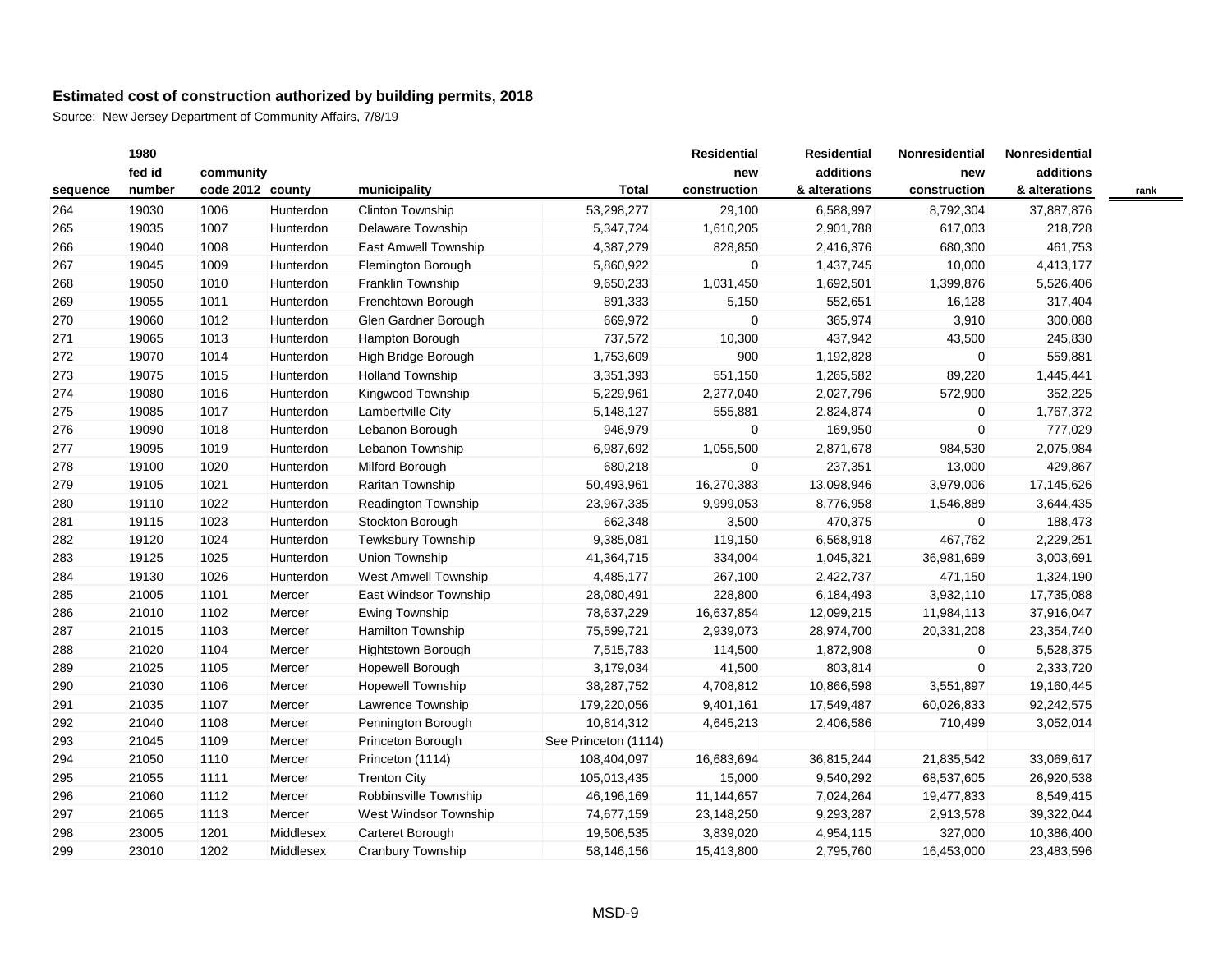## Estimated cost of construction authorized by building permits, 2018

Source: New Jersey Department of Community Affairs, 7/8/19

| sequence | 1980 fed id number | community code 2012 | county | municipality | Total | Residential new construction | Residential additions & alterations | Nonresidential new construction | Nonresidential additions & alterations | rank |
|---|---|---|---|---|---|---|---|---|---|---|
| 264 | 19030 | 1006 | Hunterdon | Clinton Township | 53,298,277 | 29,100 | 6,588,997 | 8,792,304 | 37,887,876 | |
| 265 | 19035 | 1007 | Hunterdon | Delaware Township | 5,347,724 | 1,610,205 | 2,901,788 | 617,003 | 218,728 | |
| 266 | 19040 | 1008 | Hunterdon | East Amwell Township | 4,387,279 | 828,850 | 2,416,376 | 680,300 | 461,753 | |
| 267 | 19045 | 1009 | Hunterdon | Flemington Borough | 5,860,922 | 0 | 1,437,745 | 10,000 | 4,413,177 | |
| 268 | 19050 | 1010 | Hunterdon | Franklin Township | 9,650,233 | 1,031,450 | 1,692,501 | 1,399,876 | 5,526,406 | |
| 269 | 19055 | 1011 | Hunterdon | Frenchtown Borough | 891,333 | 5,150 | 552,651 | 16,128 | 317,404 | |
| 270 | 19060 | 1012 | Hunterdon | Glen Gardner Borough | 669,972 | 0 | 365,974 | 3,910 | 300,088 | |
| 271 | 19065 | 1013 | Hunterdon | Hampton Borough | 737,572 | 10,300 | 437,942 | 43,500 | 245,830 | |
| 272 | 19070 | 1014 | Hunterdon | High Bridge Borough | 1,753,609 | 900 | 1,192,828 | 0 | 559,881 | |
| 273 | 19075 | 1015 | Hunterdon | Holland Township | 3,351,393 | 551,150 | 1,265,582 | 89,220 | 1,445,441 | |
| 274 | 19080 | 1016 | Hunterdon | Kingwood Township | 5,229,961 | 2,277,040 | 2,027,796 | 572,900 | 352,225 | |
| 275 | 19085 | 1017 | Hunterdon | Lambertville City | 5,148,127 | 555,881 | 2,824,874 | 0 | 1,767,372 | |
| 276 | 19090 | 1018 | Hunterdon | Lebanon Borough | 946,979 | 0 | 169,950 | 0 | 777,029 | |
| 277 | 19095 | 1019 | Hunterdon | Lebanon Township | 6,987,692 | 1,055,500 | 2,871,678 | 984,530 | 2,075,984 | |
| 278 | 19100 | 1020 | Hunterdon | Milford Borough | 680,218 | 0 | 237,351 | 13,000 | 429,867 | |
| 279 | 19105 | 1021 | Hunterdon | Raritan Township | 50,493,961 | 16,270,383 | 13,098,946 | 3,979,006 | 17,145,626 | |
| 280 | 19110 | 1022 | Hunterdon | Readington Township | 23,967,335 | 9,999,053 | 8,776,958 | 1,546,889 | 3,644,435 | |
| 281 | 19115 | 1023 | Hunterdon | Stockton Borough | 662,348 | 3,500 | 470,375 | 0 | 188,473 | |
| 282 | 19120 | 1024 | Hunterdon | Tewksbury Township | 9,385,081 | 119,150 | 6,568,918 | 467,762 | 2,229,251 | |
| 283 | 19125 | 1025 | Hunterdon | Union Township | 41,364,715 | 334,004 | 1,045,321 | 36,981,699 | 3,003,691 | |
| 284 | 19130 | 1026 | Hunterdon | West Amwell Township | 4,485,177 | 267,100 | 2,422,737 | 471,150 | 1,324,190 | |
| 285 | 21005 | 1101 | Mercer | East Windsor Township | 28,080,491 | 228,800 | 6,184,493 | 3,932,110 | 17,735,088 | |
| 286 | 21010 | 1102 | Mercer | Ewing Township | 78,637,229 | 16,637,854 | 12,099,215 | 11,984,113 | 37,916,047 | |
| 287 | 21015 | 1103 | Mercer | Hamilton Township | 75,599,721 | 2,939,073 | 28,974,700 | 20,331,208 | 23,354,740 | |
| 288 | 21020 | 1104 | Mercer | Hightstown Borough | 7,515,783 | 114,500 | 1,872,908 | 0 | 5,528,375 | |
| 289 | 21025 | 1105 | Mercer | Hopewell Borough | 3,179,034 | 41,500 | 803,814 | 0 | 2,333,720 | |
| 290 | 21030 | 1106 | Mercer | Hopewell Township | 38,287,752 | 4,708,812 | 10,866,598 | 3,551,897 | 19,160,445 | |
| 291 | 21035 | 1107 | Mercer | Lawrence Township | 179,220,056 | 9,401,161 | 17,549,487 | 60,026,833 | 92,242,575 | |
| 292 | 21040 | 1108 | Mercer | Pennington Borough | 10,814,312 | 4,645,213 | 2,406,586 | 710,499 | 3,052,014 | |
| 293 | 21045 | 1109 | Mercer | Princeton Borough | See Princeton (1114) | | | | | |
| 294 | 21050 | 1110 | Mercer | Princeton (1114) | 108,404,097 | 16,683,694 | 36,815,244 | 21,835,542 | 33,069,617 | |
| 295 | 21055 | 1111 | Mercer | Trenton City | 105,013,435 | 15,000 | 9,540,292 | 68,537,605 | 26,920,538 | |
| 296 | 21060 | 1112 | Mercer | Robbinsville Township | 46,196,169 | 11,144,657 | 7,024,264 | 19,477,833 | 8,549,415 | |
| 297 | 21065 | 1113 | Mercer | West Windsor Township | 74,677,159 | 23,148,250 | 9,293,287 | 2,913,578 | 39,322,044 | |
| 298 | 23005 | 1201 | Middlesex | Carteret Borough | 19,506,535 | 3,839,020 | 4,954,115 | 327,000 | 10,386,400 | |
| 299 | 23010 | 1202 | Middlesex | Cranbury Township | 58,146,156 | 15,413,800 | 2,795,760 | 16,453,000 | 23,483,596 | |

MSD-9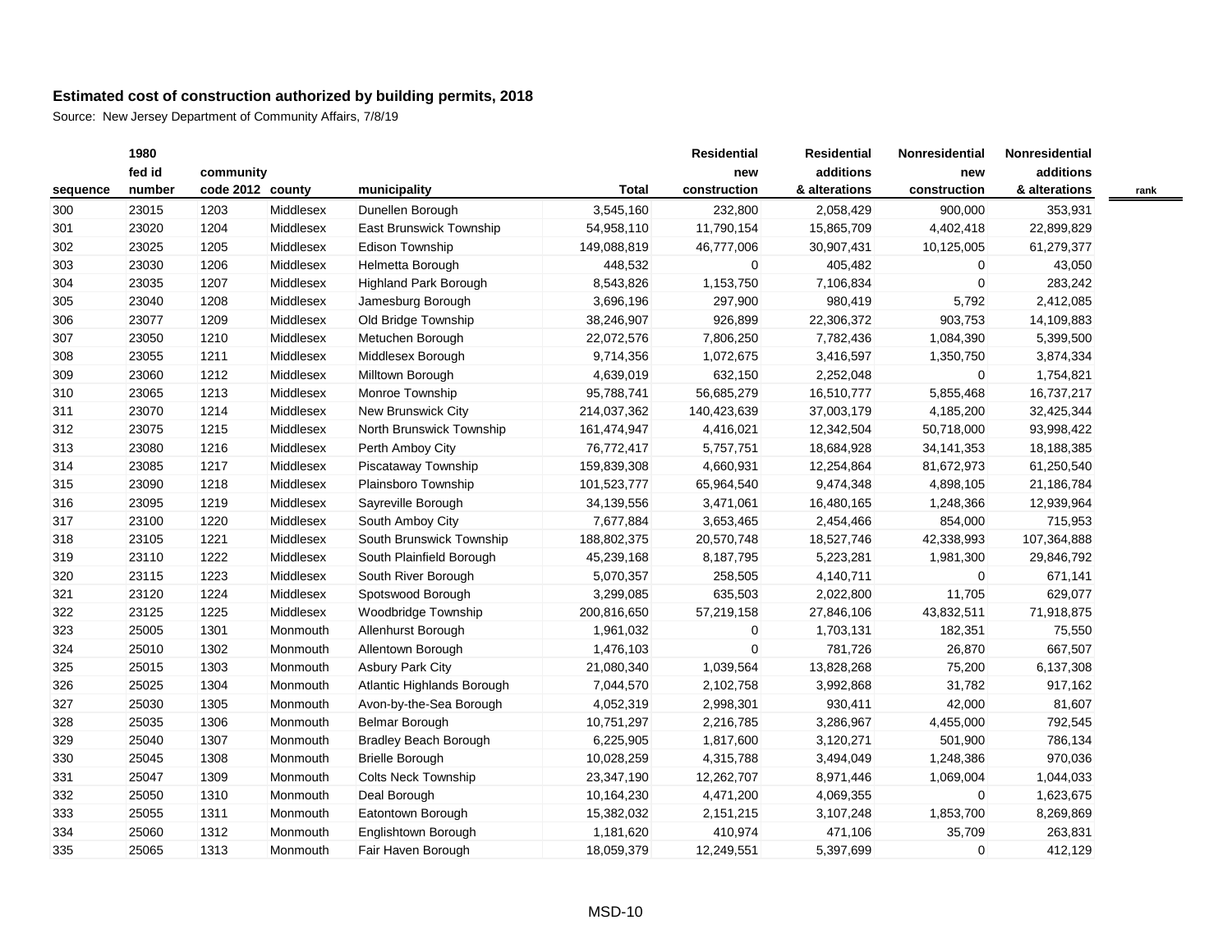## Estimated cost of construction authorized by building permits, 2018

Source: New Jersey Department of Community Affairs, 7/8/19

| sequence | 1980 fed id number | community code 2012 | county | municipality | Total | Residential new construction | Residential additions & alterations | Nonresidential new construction | Nonresidential additions & alterations | rank |
|---|---|---|---|---|---|---|---|---|---|---|
| 300 | 23015 | 1203 | Middlesex | Dunellen Borough | 3,545,160 | 232,800 | 2,058,429 | 900,000 | 353,931 | |
| 301 | 23020 | 1204 | Middlesex | East Brunswick Township | 54,958,110 | 11,790,154 | 15,865,709 | 4,402,418 | 22,899,829 | |
| 302 | 23025 | 1205 | Middlesex | Edison Township | 149,088,819 | 46,777,006 | 30,907,431 | 10,125,005 | 61,279,377 | |
| 303 | 23030 | 1206 | Middlesex | Helmetta Borough | 448,532 | 0 | 405,482 | 0 | 43,050 | |
| 304 | 23035 | 1207 | Middlesex | Highland Park Borough | 8,543,826 | 1,153,750 | 7,106,834 | 0 | 283,242 | |
| 305 | 23040 | 1208 | Middlesex | Jamesburg Borough | 3,696,196 | 297,900 | 980,419 | 5,792 | 2,412,085 | |
| 306 | 23077 | 1209 | Middlesex | Old Bridge Township | 38,246,907 | 926,899 | 22,306,372 | 903,753 | 14,109,883 | |
| 307 | 23050 | 1210 | Middlesex | Metuchen Borough | 22,072,576 | 7,806,250 | 7,782,436 | 1,084,390 | 5,399,500 | |
| 308 | 23055 | 1211 | Middlesex | Middlesex Borough | 9,714,356 | 1,072,675 | 3,416,597 | 1,350,750 | 3,874,334 | |
| 309 | 23060 | 1212 | Middlesex | Milltown Borough | 4,639,019 | 632,150 | 2,252,048 | 0 | 1,754,821 | |
| 310 | 23065 | 1213 | Middlesex | Monroe Township | 95,788,741 | 56,685,279 | 16,510,777 | 5,855,468 | 16,737,217 | |
| 311 | 23070 | 1214 | Middlesex | New Brunswick City | 214,037,362 | 140,423,639 | 37,003,179 | 4,185,200 | 32,425,344 | |
| 312 | 23075 | 1215 | Middlesex | North Brunswick Township | 161,474,947 | 4,416,021 | 12,342,504 | 50,718,000 | 93,998,422 | |
| 313 | 23080 | 1216 | Middlesex | Perth Amboy City | 76,772,417 | 5,757,751 | 18,684,928 | 34,141,353 | 18,188,385 | |
| 314 | 23085 | 1217 | Middlesex | Piscataway Township | 159,839,308 | 4,660,931 | 12,254,864 | 81,672,973 | 61,250,540 | |
| 315 | 23090 | 1218 | Middlesex | Plainsboro Township | 101,523,777 | 65,964,540 | 9,474,348 | 4,898,105 | 21,186,784 | |
| 316 | 23095 | 1219 | Middlesex | Sayreville Borough | 34,139,556 | 3,471,061 | 16,480,165 | 1,248,366 | 12,939,964 | |
| 317 | 23100 | 1220 | Middlesex | South Amboy City | 7,677,884 | 3,653,465 | 2,454,466 | 854,000 | 715,953 | |
| 318 | 23105 | 1221 | Middlesex | South Brunswick Township | 188,802,375 | 20,570,748 | 18,527,746 | 42,338,993 | 107,364,888 | |
| 319 | 23110 | 1222 | Middlesex | South Plainfield Borough | 45,239,168 | 8,187,795 | 5,223,281 | 1,981,300 | 29,846,792 | |
| 320 | 23115 | 1223 | Middlesex | South River Borough | 5,070,357 | 258,505 | 4,140,711 | 0 | 671,141 | |
| 321 | 23120 | 1224 | Middlesex | Spotswood Borough | 3,299,085 | 635,503 | 2,022,800 | 11,705 | 629,077 | |
| 322 | 23125 | 1225 | Middlesex | Woodbridge Township | 200,816,650 | 57,219,158 | 27,846,106 | 43,832,511 | 71,918,875 | |
| 323 | 25005 | 1301 | Monmouth | Allenhurst Borough | 1,961,032 | 0 | 1,703,131 | 182,351 | 75,550 | |
| 324 | 25010 | 1302 | Monmouth | Allentown Borough | 1,476,103 | 0 | 781,726 | 26,870 | 667,507 | |
| 325 | 25015 | 1303 | Monmouth | Asbury Park City | 21,080,340 | 1,039,564 | 13,828,268 | 75,200 | 6,137,308 | |
| 326 | 25025 | 1304 | Monmouth | Atlantic Highlands Borough | 7,044,570 | 2,102,758 | 3,992,868 | 31,782 | 917,162 | |
| 327 | 25030 | 1305 | Monmouth | Avon-by-the-Sea Borough | 4,052,319 | 2,998,301 | 930,411 | 42,000 | 81,607 | |
| 328 | 25035 | 1306 | Monmouth | Belmar Borough | 10,751,297 | 2,216,785 | 3,286,967 | 4,455,000 | 792,545 | |
| 329 | 25040 | 1307 | Monmouth | Bradley Beach Borough | 6,225,905 | 1,817,600 | 3,120,271 | 501,900 | 786,134 | |
| 330 | 25045 | 1308 | Monmouth | Brielle Borough | 10,028,259 | 4,315,788 | 3,494,049 | 1,248,386 | 970,036 | |
| 331 | 25047 | 1309 | Monmouth | Colts Neck Township | 23,347,190 | 12,262,707 | 8,971,446 | 1,069,004 | 1,044,033 | |
| 332 | 25050 | 1310 | Monmouth | Deal Borough | 10,164,230 | 4,471,200 | 4,069,355 | 0 | 1,623,675 | |
| 333 | 25055 | 1311 | Monmouth | Eatontown Borough | 15,382,032 | 2,151,215 | 3,107,248 | 1,853,700 | 8,269,869 | |
| 334 | 25060 | 1312 | Monmouth | Englishtown Borough | 1,181,620 | 410,974 | 471,106 | 35,709 | 263,831 | |
| 335 | 25065 | 1313 | Monmouth | Fair Haven Borough | 18,059,379 | 12,249,551 | 5,397,699 | 0 | 412,129 | |

MSD-10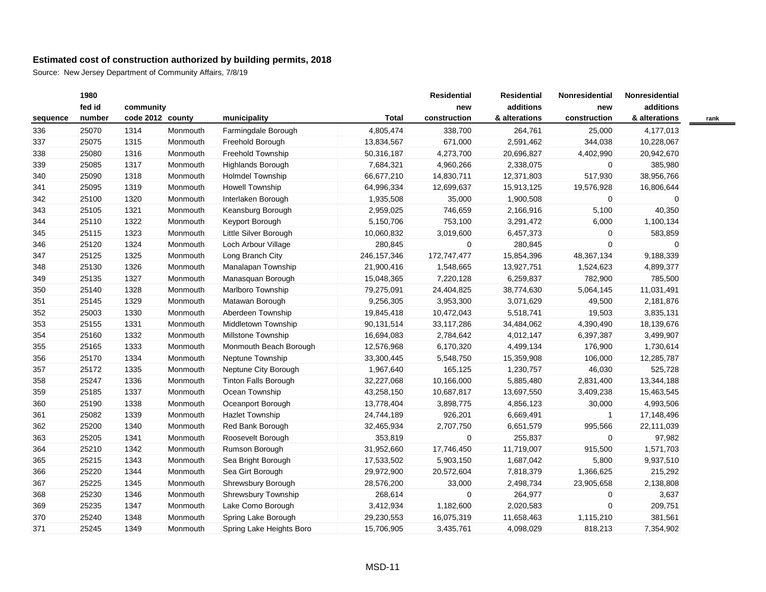## Estimated cost of construction authorized by building permits, 2018

Source: New Jersey Department of Community Affairs, 7/8/19

| sequence | 1980 fed id number | community code 2012 | county | municipality | Total | Residential new construction | Residential additions & alterations | Nonresidential new construction | Nonresidential additions & alterations | rank |
|---|---|---|---|---|---|---|---|---|---|---|
| 336 | 25070 | 1314 | Monmouth | Farmingdale Borough | 4,805,474 | 338,700 | 264,761 | 25,000 | 4,177,013 | |
| 337 | 25075 | 1315 | Monmouth | Freehold Borough | 13,834,567 | 671,000 | 2,591,462 | 344,038 | 10,228,067 | |
| 338 | 25080 | 1316 | Monmouth | Freehold Township | 50,316,187 | 4,273,700 | 20,696,827 | 4,402,990 | 20,942,670 | |
| 339 | 25085 | 1317 | Monmouth | Highlands Borough | 7,684,321 | 4,960,266 | 2,338,075 | 0 | 385,980 | |
| 340 | 25090 | 1318 | Monmouth | Holmdel Township | 66,677,210 | 14,830,711 | 12,371,803 | 517,930 | 38,956,766 | |
| 341 | 25095 | 1319 | Monmouth | Howell Township | 64,996,334 | 12,699,637 | 15,913,125 | 19,576,928 | 16,806,644 | |
| 342 | 25100 | 1320 | Monmouth | Interlaken Borough | 1,935,508 | 35,000 | 1,900,508 | 0 | 0 | |
| 343 | 25105 | 1321 | Monmouth | Keansburg Borough | 2,959,025 | 746,659 | 2,166,916 | 5,100 | 40,350 | |
| 344 | 25110 | 1322 | Monmouth | Keyport Borough | 5,150,706 | 753,100 | 3,291,472 | 6,000 | 1,100,134 | |
| 345 | 25115 | 1323 | Monmouth | Little Silver Borough | 10,060,832 | 3,019,600 | 6,457,373 | 0 | 583,859 | |
| 346 | 25120 | 1324 | Monmouth | Loch Arbour Village | 280,845 | 0 | 280,845 | 0 | 0 | |
| 347 | 25125 | 1325 | Monmouth | Long Branch City | 246,157,346 | 172,747,477 | 15,854,396 | 48,367,134 | 9,188,339 | |
| 348 | 25130 | 1326 | Monmouth | Manalapan Township | 21,900,416 | 1,548,665 | 13,927,751 | 1,524,623 | 4,899,377 | |
| 349 | 25135 | 1327 | Monmouth | Manasquan Borough | 15,048,365 | 7,220,128 | 6,259,837 | 782,900 | 785,500 | |
| 350 | 25140 | 1328 | Monmouth | Marlboro Township | 79,275,091 | 24,404,825 | 38,774,630 | 5,064,145 | 11,031,491 | |
| 351 | 25145 | 1329 | Monmouth | Matawan Borough | 9,256,305 | 3,953,300 | 3,071,629 | 49,500 | 2,181,876 | |
| 352 | 25003 | 1330 | Monmouth | Aberdeen Township | 19,845,418 | 10,472,043 | 5,518,741 | 19,503 | 3,835,131 | |
| 353 | 25155 | 1331 | Monmouth | Middletown Township | 90,131,514 | 33,117,286 | 34,484,062 | 4,390,490 | 18,139,676 | |
| 354 | 25160 | 1332 | Monmouth | Millstone Township | 16,694,083 | 2,784,642 | 4,012,147 | 6,397,387 | 3,499,907 | |
| 355 | 25165 | 1333 | Monmouth | Monmouth Beach Borough | 12,576,968 | 6,170,320 | 4,499,134 | 176,900 | 1,730,614 | |
| 356 | 25170 | 1334 | Monmouth | Neptune Township | 33,300,445 | 5,548,750 | 15,359,908 | 106,000 | 12,285,787 | |
| 357 | 25172 | 1335 | Monmouth | Neptune City Borough | 1,967,640 | 165,125 | 1,230,757 | 46,030 | 525,728 | |
| 358 | 25247 | 1336 | Monmouth | Tinton Falls Borough | 32,227,068 | 10,166,000 | 5,885,480 | 2,831,400 | 13,344,188 | |
| 359 | 25185 | 1337 | Monmouth | Ocean Township | 43,258,150 | 10,687,817 | 13,697,550 | 3,409,238 | 15,463,545 | |
| 360 | 25190 | 1338 | Monmouth | Oceanport Borough | 13,778,404 | 3,898,775 | 4,856,123 | 30,000 | 4,993,506 | |
| 361 | 25082 | 1339 | Monmouth | Hazlet Township | 24,744,189 | 926,201 | 6,669,491 | 1 | 17,148,496 | |
| 362 | 25200 | 1340 | Monmouth | Red Bank Borough | 32,465,934 | 2,707,750 | 6,651,579 | 995,566 | 22,111,039 | |
| 363 | 25205 | 1341 | Monmouth | Roosevelt Borough | 353,819 | 0 | 255,837 | 0 | 97,982 | |
| 364 | 25210 | 1342 | Monmouth | Rumson Borough | 31,952,660 | 17,746,450 | 11,719,007 | 915,500 | 1,571,703 | |
| 365 | 25215 | 1343 | Monmouth | Sea Bright Borough | 17,533,502 | 5,903,150 | 1,687,042 | 5,800 | 9,937,510 | |
| 366 | 25220 | 1344 | Monmouth | Sea Girt Borough | 29,972,900 | 20,572,604 | 7,818,379 | 1,366,625 | 215,292 | |
| 367 | 25225 | 1345 | Monmouth | Shrewsbury Borough | 28,576,200 | 33,000 | 2,498,734 | 23,905,658 | 2,138,808 | |
| 368 | 25230 | 1346 | Monmouth | Shrewsbury Township | 268,614 | 0 | 264,977 | 0 | 3,637 | |
| 369 | 25235 | 1347 | Monmouth | Lake Como Borough | 3,412,934 | 1,182,600 | 2,020,583 | 0 | 209,751 | |
| 370 | 25240 | 1348 | Monmouth | Spring Lake Borough | 29,230,553 | 16,075,319 | 11,658,463 | 1,115,210 | 381,561 | |
| 371 | 25245 | 1349 | Monmouth | Spring Lake Heights Boro | 15,706,905 | 3,435,761 | 4,098,029 | 818,213 | 7,354,902 | |

MSD-11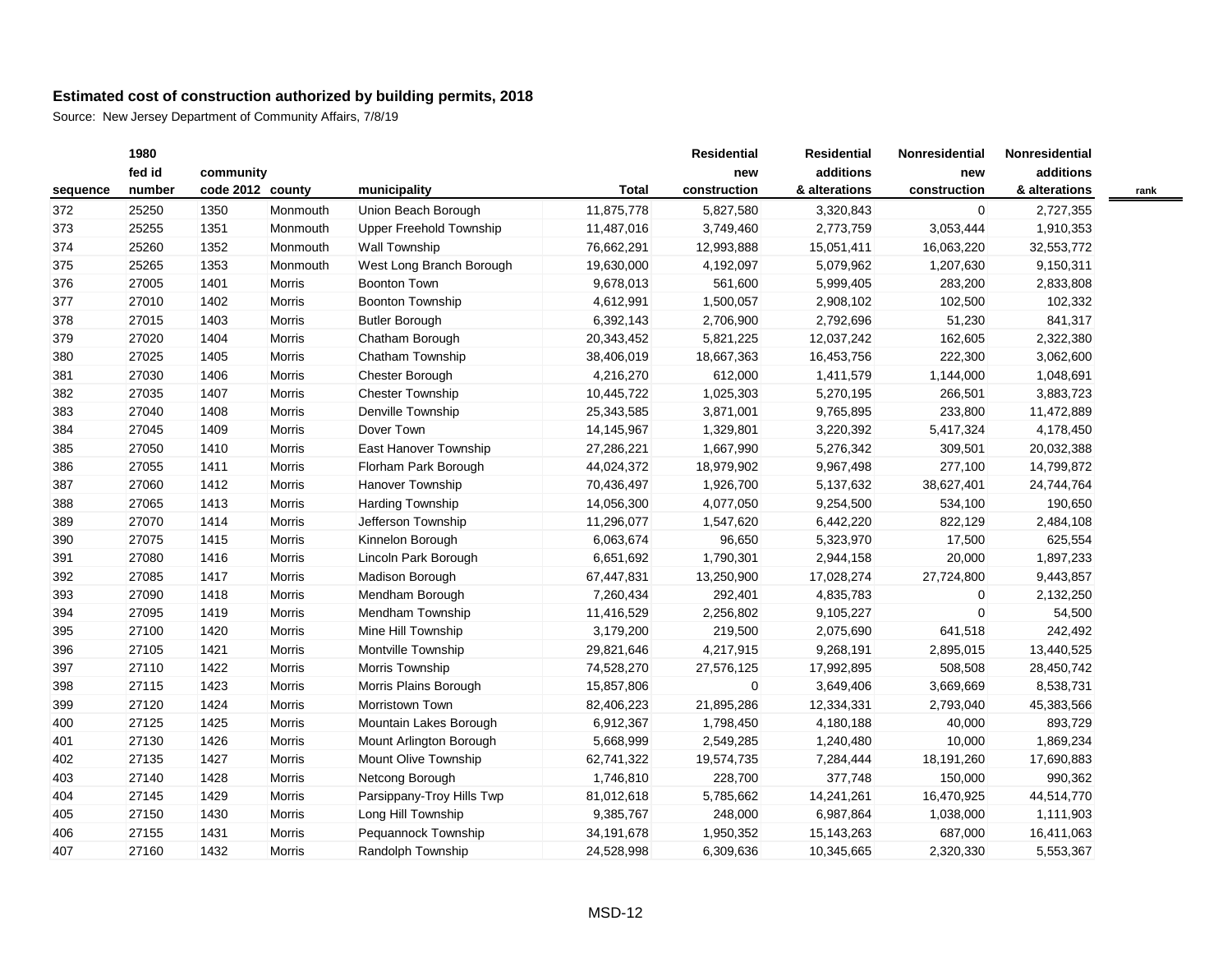## Estimated cost of construction authorized by building permits, 2018

Source: New Jersey Department of Community Affairs, 7/8/19

| sequence | 1980 fed id number | community code 2012 | county | municipality | Total | Residential new construction | Residential additions & alterations | Nonresidential new construction | Nonresidential additions & alterations | rank |
|---|---|---|---|---|---|---|---|---|---|---|
| 372 | 25250 | 1350 | Monmouth | Union Beach Borough | 11,875,778 | 5,827,580 | 3,320,843 | 0 | 2,727,355 | |
| 373 | 25255 | 1351 | Monmouth | Upper Freehold Township | 11,487,016 | 3,749,460 | 2,773,759 | 3,053,444 | 1,910,353 | |
| 374 | 25260 | 1352 | Monmouth | Wall Township | 76,662,291 | 12,993,888 | 15,051,411 | 16,063,220 | 32,553,772 | |
| 375 | 25265 | 1353 | Monmouth | West Long Branch Borough | 19,630,000 | 4,192,097 | 5,079,962 | 1,207,630 | 9,150,311 | |
| 376 | 27005 | 1401 | Morris | Boonton Town | 9,678,013 | 561,600 | 5,999,405 | 283,200 | 2,833,808 | |
| 377 | 27010 | 1402 | Morris | Boonton Township | 4,612,991 | 1,500,057 | 2,908,102 | 102,500 | 102,332 | |
| 378 | 27015 | 1403 | Morris | Butler Borough | 6,392,143 | 2,706,900 | 2,792,696 | 51,230 | 841,317 | |
| 379 | 27020 | 1404 | Morris | Chatham Borough | 20,343,452 | 5,821,225 | 12,037,242 | 162,605 | 2,322,380 | |
| 380 | 27025 | 1405 | Morris | Chatham Township | 38,406,019 | 18,667,363 | 16,453,756 | 222,300 | 3,062,600 | |
| 381 | 27030 | 1406 | Morris | Chester Borough | 4,216,270 | 612,000 | 1,411,579 | 1,144,000 | 1,048,691 | |
| 382 | 27035 | 1407 | Morris | Chester Township | 10,445,722 | 1,025,303 | 5,270,195 | 266,501 | 3,883,723 | |
| 383 | 27040 | 1408 | Morris | Denville Township | 25,343,585 | 3,871,001 | 9,765,895 | 233,800 | 11,472,889 | |
| 384 | 27045 | 1409 | Morris | Dover Town | 14,145,967 | 1,329,801 | 3,220,392 | 5,417,324 | 4,178,450 | |
| 385 | 27050 | 1410 | Morris | East Hanover Township | 27,286,221 | 1,667,990 | 5,276,342 | 309,501 | 20,032,388 | |
| 386 | 27055 | 1411 | Morris | Florham Park Borough | 44,024,372 | 18,979,902 | 9,967,498 | 277,100 | 14,799,872 | |
| 387 | 27060 | 1412 | Morris | Hanover Township | 70,436,497 | 1,926,700 | 5,137,632 | 38,627,401 | 24,744,764 | |
| 388 | 27065 | 1413 | Morris | Harding Township | 14,056,300 | 4,077,050 | 9,254,500 | 534,100 | 190,650 | |
| 389 | 27070 | 1414 | Morris | Jefferson Township | 11,296,077 | 1,547,620 | 6,442,220 | 822,129 | 2,484,108 | |
| 390 | 27075 | 1415 | Morris | Kinnelon Borough | 6,063,674 | 96,650 | 5,323,970 | 17,500 | 625,554 | |
| 391 | 27080 | 1416 | Morris | Lincoln Park Borough | 6,651,692 | 1,790,301 | 2,944,158 | 20,000 | 1,897,233 | |
| 392 | 27085 | 1417 | Morris | Madison Borough | 67,447,831 | 13,250,900 | 17,028,274 | 27,724,800 | 9,443,857 | |
| 393 | 27090 | 1418 | Morris | Mendham Borough | 7,260,434 | 292,401 | 4,835,783 | 0 | 2,132,250 | |
| 394 | 27095 | 1419 | Morris | Mendham Township | 11,416,529 | 2,256,802 | 9,105,227 | 0 | 54,500 | |
| 395 | 27100 | 1420 | Morris | Mine Hill Township | 3,179,200 | 219,500 | 2,075,690 | 641,518 | 242,492 | |
| 396 | 27105 | 1421 | Morris | Montville Township | 29,821,646 | 4,217,915 | 9,268,191 | 2,895,015 | 13,440,525 | |
| 397 | 27110 | 1422 | Morris | Morris Township | 74,528,270 | 27,576,125 | 17,992,895 | 508,508 | 28,450,742 | |
| 398 | 27115 | 1423 | Morris | Morris Plains Borough | 15,857,806 | 0 | 3,649,406 | 3,669,669 | 8,538,731 | |
| 399 | 27120 | 1424 | Morris | Morristown Town | 82,406,223 | 21,895,286 | 12,334,331 | 2,793,040 | 45,383,566 | |
| 400 | 27125 | 1425 | Morris | Mountain Lakes Borough | 6,912,367 | 1,798,450 | 4,180,188 | 40,000 | 893,729 | |
| 401 | 27130 | 1426 | Morris | Mount Arlington Borough | 5,668,999 | 2,549,285 | 1,240,480 | 10,000 | 1,869,234 | |
| 402 | 27135 | 1427 | Morris | Mount Olive Township | 62,741,322 | 19,574,735 | 7,284,444 | 18,191,260 | 17,690,883 | |
| 403 | 27140 | 1428 | Morris | Netcong Borough | 1,746,810 | 228,700 | 377,748 | 150,000 | 990,362 | |
| 404 | 27145 | 1429 | Morris | Parsippany-Troy Hills Twp | 81,012,618 | 5,785,662 | 14,241,261 | 16,470,925 | 44,514,770 | |
| 405 | 27150 | 1430 | Morris | Long Hill Township | 9,385,767 | 248,000 | 6,987,864 | 1,038,000 | 1,111,903 | |
| 406 | 27155 | 1431 | Morris | Pequannock Township | 34,191,678 | 1,950,352 | 15,143,263 | 687,000 | 16,411,063 | |
| 407 | 27160 | 1432 | Morris | Randolph Township | 24,528,998 | 6,309,636 | 10,345,665 | 2,320,330 | 5,553,367 | |

MSD-12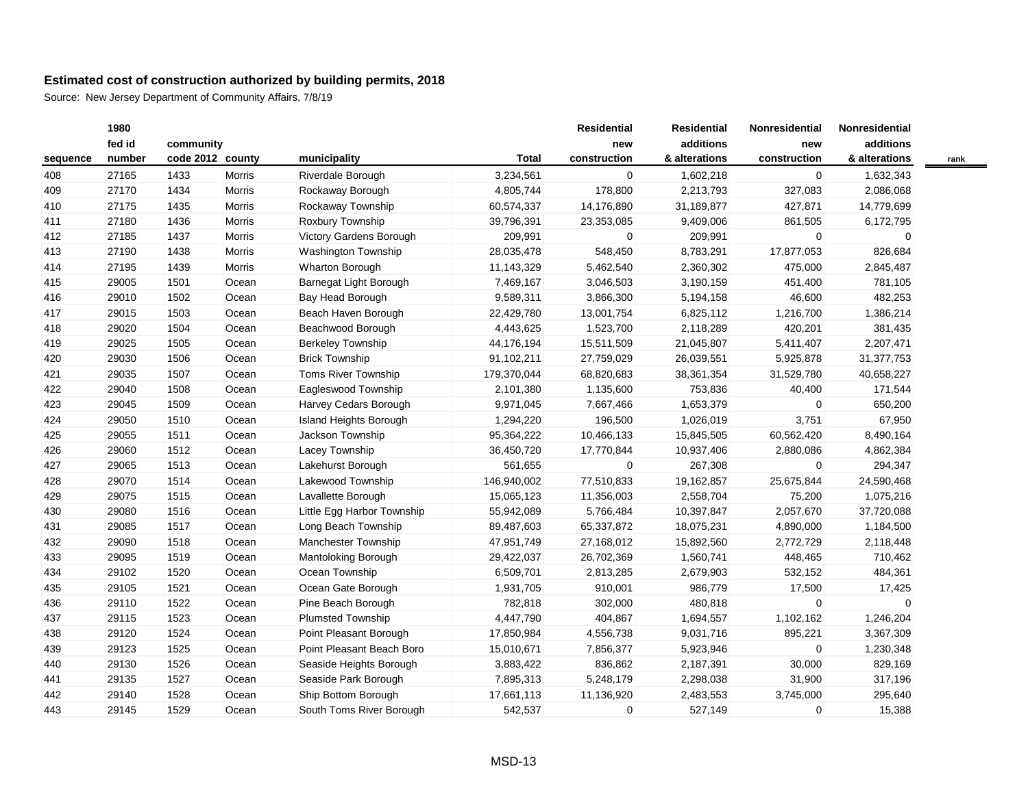## Estimated cost of construction authorized by building permits, 2018

Source: New Jersey Department of Community Affairs, 7/8/19

| sequence | 1980 fed id number | community code 2012 | county | municipality | Total | Residential new construction | Residential additions & alterations | Nonresidential new construction | Nonresidential additions & alterations | rank |
|---|---|---|---|---|---|---|---|---|---|---|
| 408 | 27165 | 1433 | Morris | Riverdale Borough | 3,234,561 | 0 | 1,602,218 | 0 | 1,632,343 | |
| 409 | 27170 | 1434 | Morris | Rockaway Borough | 4,805,744 | 178,800 | 2,213,793 | 327,083 | 2,086,068 | |
| 410 | 27175 | 1435 | Morris | Rockaway Township | 60,574,337 | 14,176,890 | 31,189,877 | 427,871 | 14,779,699 | |
| 411 | 27180 | 1436 | Morris | Roxbury Township | 39,796,391 | 23,353,085 | 9,409,006 | 861,505 | 6,172,795 | |
| 412 | 27185 | 1437 | Morris | Victory Gardens Borough | 209,991 | 0 | 209,991 | 0 | 0 | |
| 413 | 27190 | 1438 | Morris | Washington Township | 28,035,478 | 548,450 | 8,783,291 | 17,877,053 | 826,684 | |
| 414 | 27195 | 1439 | Morris | Wharton Borough | 11,143,329 | 5,462,540 | 2,360,302 | 475,000 | 2,845,487 | |
| 415 | 29005 | 1501 | Ocean | Barnegat Light Borough | 7,469,167 | 3,046,503 | 3,190,159 | 451,400 | 781,105 | |
| 416 | 29010 | 1502 | Ocean | Bay Head Borough | 9,589,311 | 3,866,300 | 5,194,158 | 46,600 | 482,253 | |
| 417 | 29015 | 1503 | Ocean | Beach Haven Borough | 22,429,780 | 13,001,754 | 6,825,112 | 1,216,700 | 1,386,214 | |
| 418 | 29020 | 1504 | Ocean | Beachwood Borough | 4,443,625 | 1,523,700 | 2,118,289 | 420,201 | 381,435 | |
| 419 | 29025 | 1505 | Ocean | Berkeley Township | 44,176,194 | 15,511,509 | 21,045,807 | 5,411,407 | 2,207,471 | |
| 420 | 29030 | 1506 | Ocean | Brick Township | 91,102,211 | 27,759,029 | 26,039,551 | 5,925,878 | 31,377,753 | |
| 421 | 29035 | 1507 | Ocean | Toms River Township | 179,370,044 | 68,820,683 | 38,361,354 | 31,529,780 | 40,658,227 | |
| 422 | 29040 | 1508 | Ocean | Eagleswood Township | 2,101,380 | 1,135,600 | 753,836 | 40,400 | 171,544 | |
| 423 | 29045 | 1509 | Ocean | Harvey Cedars Borough | 9,971,045 | 7,667,466 | 1,653,379 | 0 | 650,200 | |
| 424 | 29050 | 1510 | Ocean | Island Heights Borough | 1,294,220 | 196,500 | 1,026,019 | 3,751 | 67,950 | |
| 425 | 29055 | 1511 | Ocean | Jackson Township | 95,364,222 | 10,466,133 | 15,845,505 | 60,562,420 | 8,490,164 | |
| 426 | 29060 | 1512 | Ocean | Lacey Township | 36,450,720 | 17,770,844 | 10,937,406 | 2,880,086 | 4,862,384 | |
| 427 | 29065 | 1513 | Ocean | Lakehurst Borough | 561,655 | 0 | 267,308 | 0 | 294,347 | |
| 428 | 29070 | 1514 | Ocean | Lakewood Township | 146,940,002 | 77,510,833 | 19,162,857 | 25,675,844 | 24,590,468 | |
| 429 | 29075 | 1515 | Ocean | Lavallette Borough | 15,065,123 | 11,356,003 | 2,558,704 | 75,200 | 1,075,216 | |
| 430 | 29080 | 1516 | Ocean | Little Egg Harbor Township | 55,942,089 | 5,766,484 | 10,397,847 | 2,057,670 | 37,720,088 | |
| 431 | 29085 | 1517 | Ocean | Long Beach Township | 89,487,603 | 65,337,872 | 18,075,231 | 4,890,000 | 1,184,500 | |
| 432 | 29090 | 1518 | Ocean | Manchester Township | 47,951,749 | 27,168,012 | 15,892,560 | 2,772,729 | 2,118,448 | |
| 433 | 29095 | 1519 | Ocean | Mantoloking Borough | 29,422,037 | 26,702,369 | 1,560,741 | 448,465 | 710,462 | |
| 434 | 29102 | 1520 | Ocean | Ocean Township | 6,509,701 | 2,813,285 | 2,679,903 | 532,152 | 484,361 | |
| 435 | 29105 | 1521 | Ocean | Ocean Gate Borough | 1,931,705 | 910,001 | 986,779 | 17,500 | 17,425 | |
| 436 | 29110 | 1522 | Ocean | Pine Beach Borough | 782,818 | 302,000 | 480,818 | 0 | 0 | |
| 437 | 29115 | 1523 | Ocean | Plumsted Township | 4,447,790 | 404,867 | 1,694,557 | 1,102,162 | 1,246,204 | |
| 438 | 29120 | 1524 | Ocean | Point Pleasant Borough | 17,850,984 | 4,556,738 | 9,031,716 | 895,221 | 3,367,309 | |
| 439 | 29123 | 1525 | Ocean | Point Pleasant Beach Boro | 15,010,671 | 7,856,377 | 5,923,946 | 0 | 1,230,348 | |
| 440 | 29130 | 1526 | Ocean | Seaside Heights Borough | 3,883,422 | 836,862 | 2,187,391 | 30,000 | 829,169 | |
| 441 | 29135 | 1527 | Ocean | Seaside Park Borough | 7,895,313 | 5,248,179 | 2,298,038 | 31,900 | 317,196 | |
| 442 | 29140 | 1528 | Ocean | Ship Bottom Borough | 17,661,113 | 11,136,920 | 2,483,553 | 3,745,000 | 295,640 | |
| 443 | 29145 | 1529 | Ocean | South Toms River Borough | 542,537 | 0 | 527,149 | 0 | 15,388 | |

MSD-13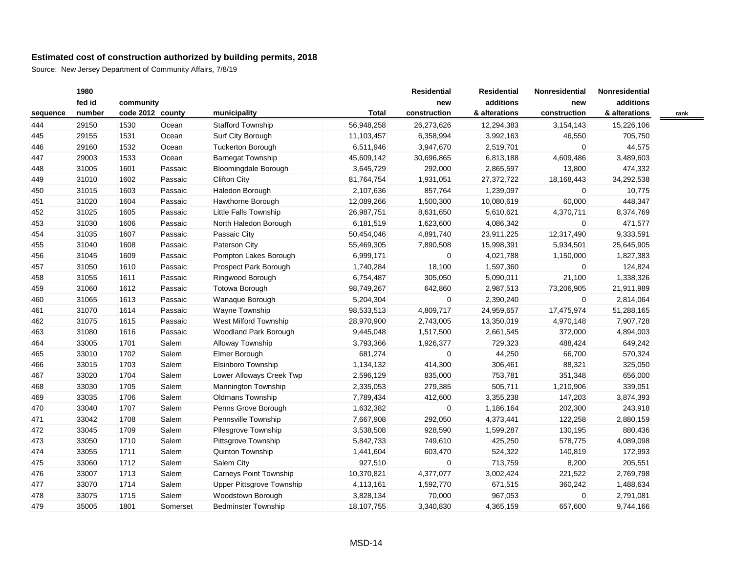**Estimated cost of construction authorized by building permits, 2018**

Source: New Jersey Department of Community Affairs, 7/8/19

| sequence | 1980 fed id number | community code 2012 | county | municipality | Total | Residential new construction | Residential additions & alterations | Nonresidential new construction | Nonresidential additions & alterations | rank |
|---|---|---|---|---|---|---|---|---|---|---|
| 444 | 29150 | 1530 | Ocean | Stafford Township | 56,948,258 | 26,273,626 | 12,294,383 | 3,154,143 | 15,226,106 | |
| 445 | 29155 | 1531 | Ocean | Surf City Borough | 11,103,457 | 6,358,994 | 3,992,163 | 46,550 | 705,750 | |
| 446 | 29160 | 1532 | Ocean | Tuckerton Borough | 6,511,946 | 3,947,670 | 2,519,701 | 0 | 44,575 | |
| 447 | 29003 | 1533 | Ocean | Barnegat Township | 45,609,142 | 30,696,865 | 6,813,188 | 4,609,486 | 3,489,603 | |
| 448 | 31005 | 1601 | Passaic | Bloomingdale Borough | 3,645,729 | 292,000 | 2,865,597 | 13,800 | 474,332 | |
| 449 | 31010 | 1602 | Passaic | Clifton City | 81,764,754 | 1,931,051 | 27,372,722 | 18,168,443 | 34,292,538 | |
| 450 | 31015 | 1603 | Passaic | Haledon Borough | 2,107,636 | 857,764 | 1,239,097 | 0 | 10,775 | |
| 451 | 31020 | 1604 | Passaic | Hawthorne Borough | 12,089,266 | 1,500,300 | 10,080,619 | 60,000 | 448,347 | |
| 452 | 31025 | 1605 | Passaic | Little Falls Township | 26,987,751 | 8,631,650 | 5,610,621 | 4,370,711 | 8,374,769 | |
| 453 | 31030 | 1606 | Passaic | North Haledon Borough | 6,181,519 | 1,623,600 | 4,086,342 | 0 | 471,577 | |
| 454 | 31035 | 1607 | Passaic | Passaic City | 50,454,046 | 4,891,740 | 23,911,225 | 12,317,490 | 9,333,591 | |
| 455 | 31040 | 1608 | Passaic | Paterson City | 55,469,305 | 7,890,508 | 15,998,391 | 5,934,501 | 25,645,905 | |
| 456 | 31045 | 1609 | Passaic | Pompton Lakes Borough | 6,999,171 | 0 | 4,021,788 | 1,150,000 | 1,827,383 | |
| 457 | 31050 | 1610 | Passaic | Prospect Park Borough | 1,740,284 | 18,100 | 1,597,360 | 0 | 124,824 | |
| 458 | 31055 | 1611 | Passaic | Ringwood Borough | 6,754,487 | 305,050 | 5,090,011 | 21,100 | 1,338,326 | |
| 459 | 31060 | 1612 | Passaic | Totowa Borough | 98,749,267 | 642,860 | 2,987,513 | 73,206,905 | 21,911,989 | |
| 460 | 31065 | 1613 | Passaic | Wanaque Borough | 5,204,304 | 0 | 2,390,240 | 0 | 2,814,064 | |
| 461 | 31070 | 1614 | Passaic | Wayne Township | 98,533,513 | 4,809,717 | 24,959,657 | 17,475,974 | 51,288,165 | |
| 462 | 31075 | 1615 | Passaic | West Milford Township | 28,970,900 | 2,743,005 | 13,350,019 | 4,970,148 | 7,907,728 | |
| 463 | 31080 | 1616 | Passaic | Woodland Park Borough | 9,445,048 | 1,517,500 | 2,661,545 | 372,000 | 4,894,003 | |
| 464 | 33005 | 1701 | Salem | Alloway Township | 3,793,366 | 1,926,377 | 729,323 | 488,424 | 649,242 | |
| 465 | 33010 | 1702 | Salem | Elmer Borough | 681,274 | 0 | 44,250 | 66,700 | 570,324 | |
| 466 | 33015 | 1703 | Salem | Elsinboro Township | 1,134,132 | 414,300 | 306,461 | 88,321 | 325,050 | |
| 467 | 33020 | 1704 | Salem | Lower Alloways Creek Twp | 2,596,129 | 835,000 | 753,781 | 351,348 | 656,000 | |
| 468 | 33030 | 1705 | Salem | Mannington Township | 2,335,053 | 279,385 | 505,711 | 1,210,906 | 339,051 | |
| 469 | 33035 | 1706 | Salem | Oldmans Township | 7,789,434 | 412,600 | 3,355,238 | 147,203 | 3,874,393 | |
| 470 | 33040 | 1707 | Salem | Penns Grove Borough | 1,632,382 | 0 | 1,186,164 | 202,300 | 243,918 | |
| 471 | 33042 | 1708 | Salem | Pennsville Township | 7,667,908 | 292,050 | 4,373,441 | 122,258 | 2,880,159 | |
| 472 | 33045 | 1709 | Salem | Pilesgrove Township | 3,538,508 | 928,590 | 1,599,287 | 130,195 | 880,436 | |
| 473 | 33050 | 1710 | Salem | Pittsgrove Township | 5,842,733 | 749,610 | 425,250 | 578,775 | 4,089,098 | |
| 474 | 33055 | 1711 | Salem | Quinton Township | 1,441,604 | 603,470 | 524,322 | 140,819 | 172,993 | |
| 475 | 33060 | 1712 | Salem | Salem City | 927,510 | 0 | 713,759 | 8,200 | 205,551 | |
| 476 | 33007 | 1713 | Salem | Carneys Point Township | 10,370,821 | 4,377,077 | 3,002,424 | 221,522 | 2,769,798 | |
| 477 | 33070 | 1714 | Salem | Upper Pittsgrove Township | 4,113,161 | 1,592,770 | 671,515 | 360,242 | 1,488,634 | |
| 478 | 33075 | 1715 | Salem | Woodstown Borough | 3,828,134 | 70,000 | 967,053 | 0 | 2,791,081 | |
| 479 | 35005 | 1801 | Somerset | Bedminster Township | 18,107,755 | 3,340,830 | 4,365,159 | 657,600 | 9,744,166 | |

MSD-14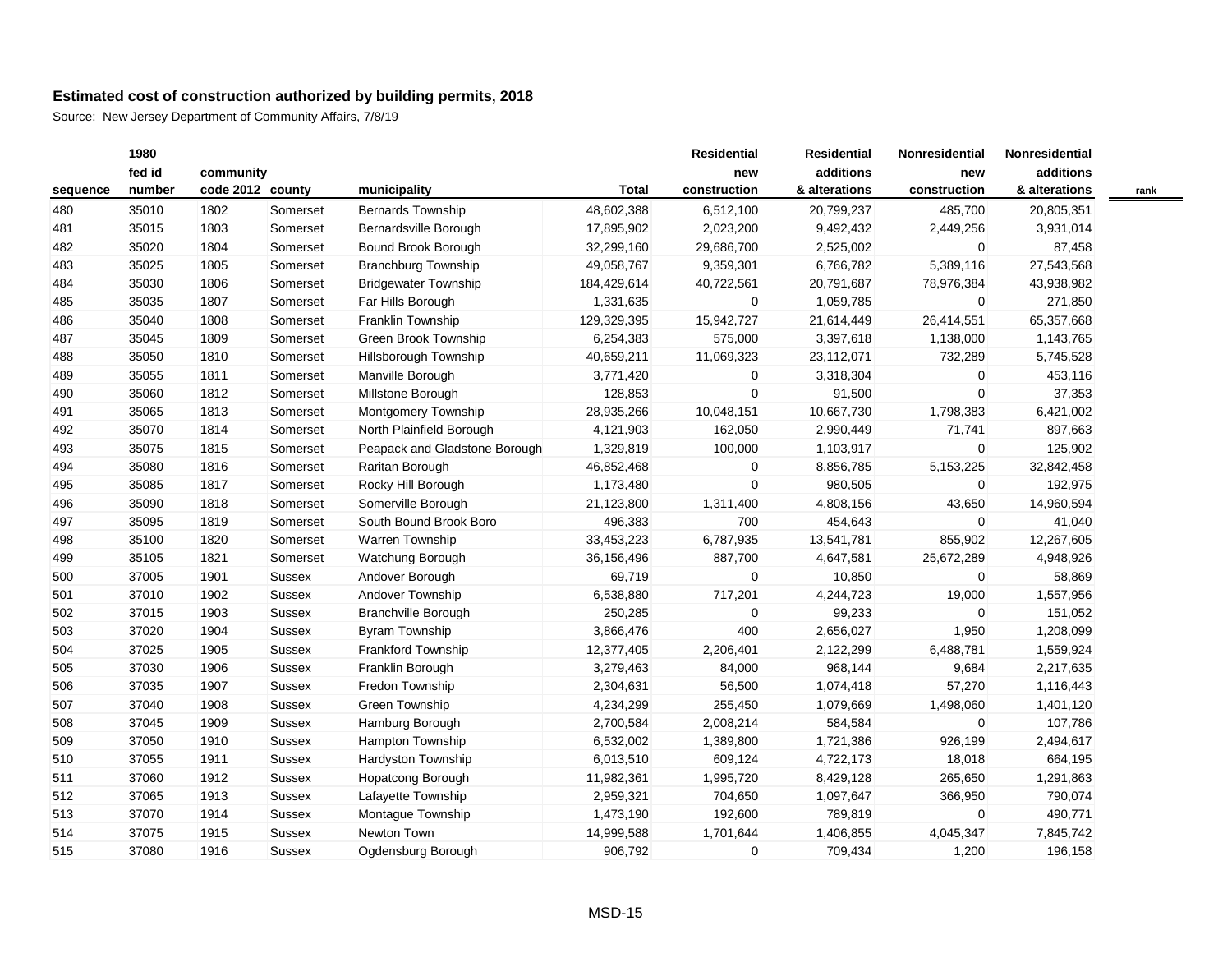**Estimated cost of construction authorized by building permits, 2018**

Source: New Jersey Department of Community Affairs, 7/8/19

| sequence | 1980 fed id number | community code 2012 | county | municipality | Total | Residential new construction | Residential additions & alterations | Nonresidential new construction | Nonresidential additions & alterations | rank |
|---|---|---|---|---|---|---|---|---|---|---|
| 480 | 35010 | 1802 | Somerset | Bernards Township | 48,602,388 | 6,512,100 | 20,799,237 | 485,700 | 20,805,351 | |
| 481 | 35015 | 1803 | Somerset | Bernardsville Borough | 17,895,902 | 2,023,200 | 9,492,432 | 2,449,256 | 3,931,014 | |
| 482 | 35020 | 1804 | Somerset | Bound Brook Borough | 32,299,160 | 29,686,700 | 2,525,002 | 0 | 87,458 | |
| 483 | 35025 | 1805 | Somerset | Branchburg Township | 49,058,767 | 9,359,301 | 6,766,782 | 5,389,116 | 27,543,568 | |
| 484 | 35030 | 1806 | Somerset | Bridgewater Township | 184,429,614 | 40,722,561 | 20,791,687 | 78,976,384 | 43,938,982 | |
| 485 | 35035 | 1807 | Somerset | Far Hills Borough | 1,331,635 | 0 | 1,059,785 | 0 | 271,850 | |
| 486 | 35040 | 1808 | Somerset | Franklin Township | 129,329,395 | 15,942,727 | 21,614,449 | 26,414,551 | 65,357,668 | |
| 487 | 35045 | 1809 | Somerset | Green Brook Township | 6,254,383 | 575,000 | 3,397,618 | 1,138,000 | 1,143,765 | |
| 488 | 35050 | 1810 | Somerset | Hillsborough Township | 40,659,211 | 11,069,323 | 23,112,071 | 732,289 | 5,745,528 | |
| 489 | 35055 | 1811 | Somerset | Manville Borough | 3,771,420 | 0 | 3,318,304 | 0 | 453,116 | |
| 490 | 35060 | 1812 | Somerset | Millstone Borough | 128,853 | 0 | 91,500 | 0 | 37,353 | |
| 491 | 35065 | 1813 | Somerset | Montgomery Township | 28,935,266 | 10,048,151 | 10,667,730 | 1,798,383 | 6,421,002 | |
| 492 | 35070 | 1814 | Somerset | North Plainfield Borough | 4,121,903 | 162,050 | 2,990,449 | 71,741 | 897,663 | |
| 493 | 35075 | 1815 | Somerset | Peapack and Gladstone Borough | 1,329,819 | 100,000 | 1,103,917 | 0 | 125,902 | |
| 494 | 35080 | 1816 | Somerset | Raritan Borough | 46,852,468 | 0 | 8,856,785 | 5,153,225 | 32,842,458 | |
| 495 | 35085 | 1817 | Somerset | Rocky Hill Borough | 1,173,480 | 0 | 980,505 | 0 | 192,975 | |
| 496 | 35090 | 1818 | Somerset | Somerville Borough | 21,123,800 | 1,311,400 | 4,808,156 | 43,650 | 14,960,594 | |
| 497 | 35095 | 1819 | Somerset | South Bound Brook Boro | 496,383 | 700 | 454,643 | 0 | 41,040 | |
| 498 | 35100 | 1820 | Somerset | Warren Township | 33,453,223 | 6,787,935 | 13,541,781 | 855,902 | 12,267,605 | |
| 499 | 35105 | 1821 | Somerset | Watchung Borough | 36,156,496 | 887,700 | 4,647,581 | 25,672,289 | 4,948,926 | |
| 500 | 37005 | 1901 | Sussex | Andover Borough | 69,719 | 0 | 10,850 | 0 | 58,869 | |
| 501 | 37010 | 1902 | Sussex | Andover Township | 6,538,880 | 717,201 | 4,244,723 | 19,000 | 1,557,956 | |
| 502 | 37015 | 1903 | Sussex | Branchville Borough | 250,285 | 0 | 99,233 | 0 | 151,052 | |
| 503 | 37020 | 1904 | Sussex | Byram Township | 3,866,476 | 400 | 2,656,027 | 1,950 | 1,208,099 | |
| 504 | 37025 | 1905 | Sussex | Frankford Township | 12,377,405 | 2,206,401 | 2,122,299 | 6,488,781 | 1,559,924 | |
| 505 | 37030 | 1906 | Sussex | Franklin Borough | 3,279,463 | 84,000 | 968,144 | 9,684 | 2,217,635 | |
| 506 | 37035 | 1907 | Sussex | Fredon Township | 2,304,631 | 56,500 | 1,074,418 | 57,270 | 1,116,443 | |
| 507 | 37040 | 1908 | Sussex | Green Township | 4,234,299 | 255,450 | 1,079,669 | 1,498,060 | 1,401,120 | |
| 508 | 37045 | 1909 | Sussex | Hamburg Borough | 2,700,584 | 2,008,214 | 584,584 | 0 | 107,786 | |
| 509 | 37050 | 1910 | Sussex | Hampton Township | 6,532,002 | 1,389,800 | 1,721,386 | 926,199 | 2,494,617 | |
| 510 | 37055 | 1911 | Sussex | Hardyston Township | 6,013,510 | 609,124 | 4,722,173 | 18,018 | 664,195 | |
| 511 | 37060 | 1912 | Sussex | Hopatcong Borough | 11,982,361 | 1,995,720 | 8,429,128 | 265,650 | 1,291,863 | |
| 512 | 37065 | 1913 | Sussex | Lafayette Township | 2,959,321 | 704,650 | 1,097,647 | 366,950 | 790,074 | |
| 513 | 37070 | 1914 | Sussex | Montague Township | 1,473,190 | 192,600 | 789,819 | 0 | 490,771 | |
| 514 | 37075 | 1915 | Sussex | Newton Town | 14,999,588 | 1,701,644 | 1,406,855 | 4,045,347 | 7,845,742 | |
| 515 | 37080 | 1916 | Sussex | Ogdensburg Borough | 906,792 | 0 | 709,434 | 1,200 | 196,158 | |

MSD-15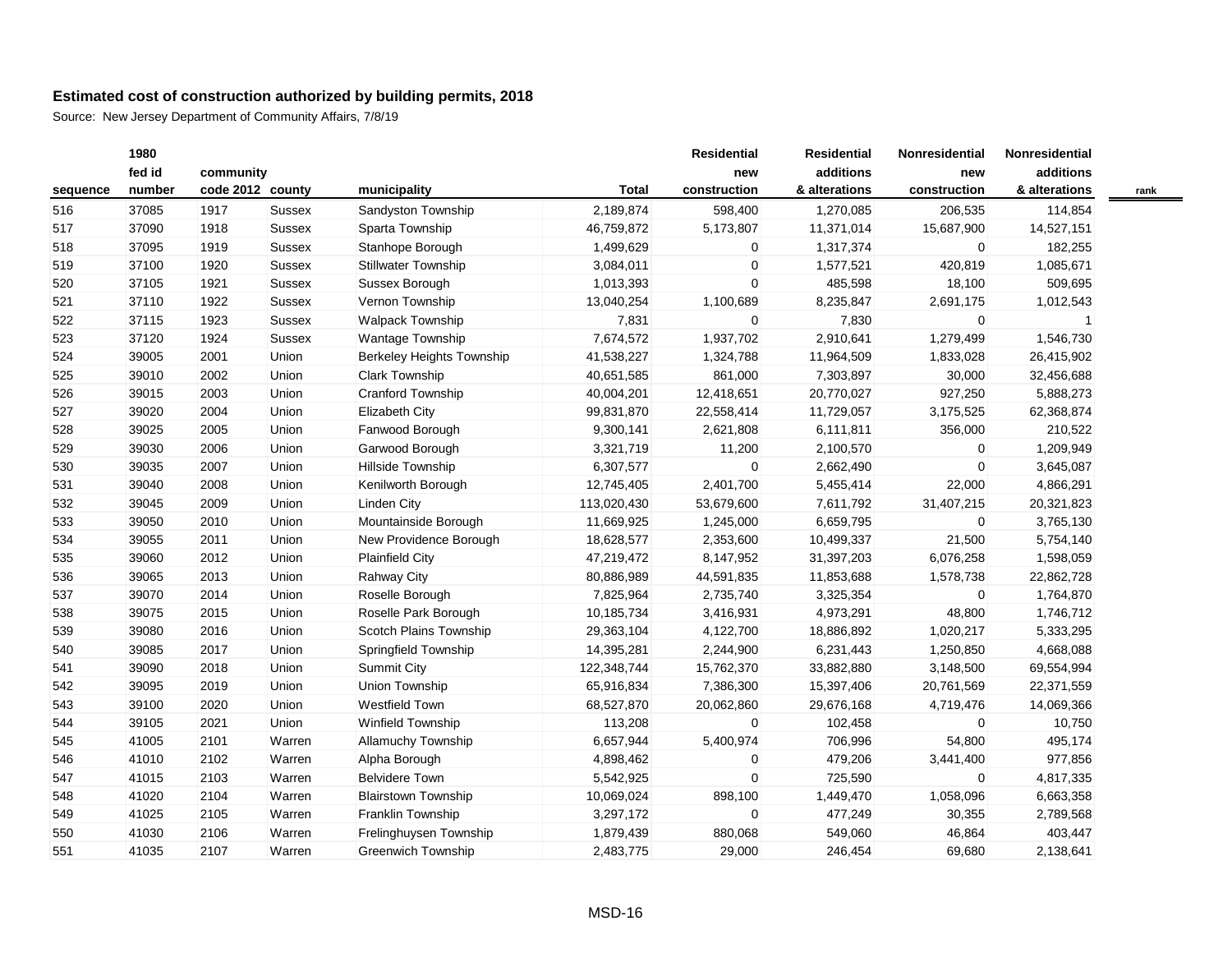**Estimated cost of construction authorized by building permits, 2018**

Source: New Jersey Department of Community Affairs, 7/8/19

| sequence | 1980 fed id number | community code 2012 | county | municipality | Total | Residential new construction | Residential additions & alterations | Nonresidential new construction | Nonresidential additions & alterations | rank |
|---|---|---|---|---|---|---|---|---|---|---|
| 516 | 37085 | 1917 | Sussex | Sandyston Township | 2,189,874 | 598,400 | 1,270,085 | 206,535 | 114,854 | |
| 517 | 37090 | 1918 | Sussex | Sparta Township | 46,759,872 | 5,173,807 | 11,371,014 | 15,687,900 | 14,527,151 | |
| 518 | 37095 | 1919 | Sussex | Stanhope Borough | 1,499,629 | 0 | 1,317,374 | 0 | 182,255 | |
| 519 | 37100 | 1920 | Sussex | Stillwater Township | 3,084,011 | 0 | 1,577,521 | 420,819 | 1,085,671 | |
| 520 | 37105 | 1921 | Sussex | Sussex Borough | 1,013,393 | 0 | 485,598 | 18,100 | 509,695 | |
| 521 | 37110 | 1922 | Sussex | Vernon Township | 13,040,254 | 1,100,689 | 8,235,847 | 2,691,175 | 1,012,543 | |
| 522 | 37115 | 1923 | Sussex | Walpack Township | 7,831 | 0 | 7,830 | 0 | 1 | |
| 523 | 37120 | 1924 | Sussex | Wantage Township | 7,674,572 | 1,937,702 | 2,910,641 | 1,279,499 | 1,546,730 | |
| 524 | 39005 | 2001 | Union | Berkeley Heights Township | 41,538,227 | 1,324,788 | 11,964,509 | 1,833,028 | 26,415,902 | |
| 525 | 39010 | 2002 | Union | Clark Township | 40,651,585 | 861,000 | 7,303,897 | 30,000 | 32,456,688 | |
| 526 | 39015 | 2003 | Union | Cranford Township | 40,004,201 | 12,418,651 | 20,770,027 | 927,250 | 5,888,273 | |
| 527 | 39020 | 2004 | Union | Elizabeth City | 99,831,870 | 22,558,414 | 11,729,057 | 3,175,525 | 62,368,874 | |
| 528 | 39025 | 2005 | Union | Fanwood Borough | 9,300,141 | 2,621,808 | 6,111,811 | 356,000 | 210,522 | |
| 529 | 39030 | 2006 | Union | Garwood Borough | 3,321,719 | 11,200 | 2,100,570 | 0 | 1,209,949 | |
| 530 | 39035 | 2007 | Union | Hillside Township | 6,307,577 | 0 | 2,662,490 | 0 | 3,645,087 | |
| 531 | 39040 | 2008 | Union | Kenilworth Borough | 12,745,405 | 2,401,700 | 5,455,414 | 22,000 | 4,866,291 | |
| 532 | 39045 | 2009 | Union | Linden City | 113,020,430 | 53,679,600 | 7,611,792 | 31,407,215 | 20,321,823 | |
| 533 | 39050 | 2010 | Union | Mountainside Borough | 11,669,925 | 1,245,000 | 6,659,795 | 0 | 3,765,130 | |
| 534 | 39055 | 2011 | Union | New Providence Borough | 18,628,577 | 2,353,600 | 10,499,337 | 21,500 | 5,754,140 | |
| 535 | 39060 | 2012 | Union | Plainfield City | 47,219,472 | 8,147,952 | 31,397,203 | 6,076,258 | 1,598,059 | |
| 536 | 39065 | 2013 | Union | Rahway City | 80,886,989 | 44,591,835 | 11,853,688 | 1,578,738 | 22,862,728 | |
| 537 | 39070 | 2014 | Union | Roselle Borough | 7,825,964 | 2,735,740 | 3,325,354 | 0 | 1,764,870 | |
| 538 | 39075 | 2015 | Union | Roselle Park Borough | 10,185,734 | 3,416,931 | 4,973,291 | 48,800 | 1,746,712 | |
| 539 | 39080 | 2016 | Union | Scotch Plains Township | 29,363,104 | 4,122,700 | 18,886,892 | 1,020,217 | 5,333,295 | |
| 540 | 39085 | 2017 | Union | Springfield Township | 14,395,281 | 2,244,900 | 6,231,443 | 1,250,850 | 4,668,088 | |
| 541 | 39090 | 2018 | Union | Summit City | 122,348,744 | 15,762,370 | 33,882,880 | 3,148,500 | 69,554,994 | |
| 542 | 39095 | 2019 | Union | Union Township | 65,916,834 | 7,386,300 | 15,397,406 | 20,761,569 | 22,371,559 | |
| 543 | 39100 | 2020 | Union | Westfield Town | 68,527,870 | 20,062,860 | 29,676,168 | 4,719,476 | 14,069,366 | |
| 544 | 39105 | 2021 | Union | Winfield Township | 113,208 | 0 | 102,458 | 0 | 10,750 | |
| 545 | 41005 | 2101 | Warren | Allamuchy Township | 6,657,944 | 5,400,974 | 706,996 | 54,800 | 495,174 | |
| 546 | 41010 | 2102 | Warren | Alpha Borough | 4,898,462 | 0 | 479,206 | 3,441,400 | 977,856 | |
| 547 | 41015 | 2103 | Warren | Belvidere Town | 5,542,925 | 0 | 725,590 | 0 | 4,817,335 | |
| 548 | 41020 | 2104 | Warren | Blairstown Township | 10,069,024 | 898,100 | 1,449,470 | 1,058,096 | 6,663,358 | |
| 549 | 41025 | 2105 | Warren | Franklin Township | 3,297,172 | 0 | 477,249 | 30,355 | 2,789,568 | |
| 550 | 41030 | 2106 | Warren | Frelinghuysen Township | 1,879,439 | 880,068 | 549,060 | 46,864 | 403,447 | |
| 551 | 41035 | 2107 | Warren | Greenwich Township | 2,483,775 | 29,000 | 246,454 | 69,680 | 2,138,641 | |

MSD-16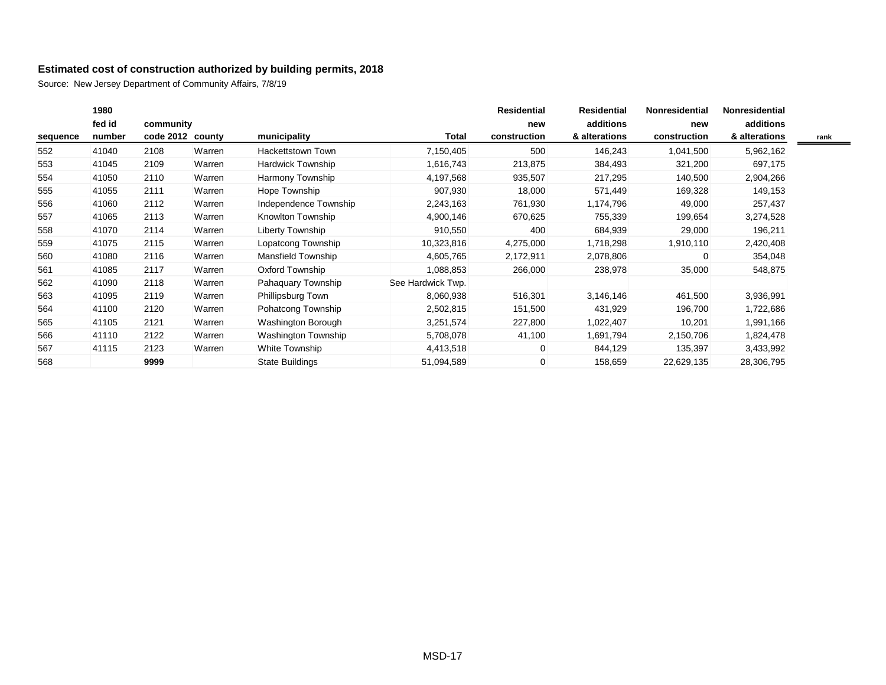## Estimated cost of construction authorized by building permits, 2018

Source: New Jersey Department of Community Affairs, 7/8/19

| sequence | 1980 fed id number | community code 2012 | county | municipality | Total | Residential new construction | Residential additions & alterations | Nonresidential new construction | Nonresidential additions & alterations | rank |
|---|---|---|---|---|---|---|---|---|---|---|
| 552 | 41040 | 2108 | Warren | Hackettstown Town | 7,150,405 | 500 | 146,243 | 1,041,500 | 5,962,162 | |
| 553 | 41045 | 2109 | Warren | Hardwick Township | 1,616,743 | 213,875 | 384,493 | 321,200 | 697,175 | |
| 554 | 41050 | 2110 | Warren | Harmony Township | 4,197,568 | 935,507 | 217,295 | 140,500 | 2,904,266 | |
| 555 | 41055 | 2111 | Warren | Hope Township | 907,930 | 18,000 | 571,449 | 169,328 | 149,153 | |
| 556 | 41060 | 2112 | Warren | Independence Township | 2,243,163 | 761,930 | 1,174,796 | 49,000 | 257,437 | |
| 557 | 41065 | 2113 | Warren | Knowlton Township | 4,900,146 | 670,625 | 755,339 | 199,654 | 3,274,528 | |
| 558 | 41070 | 2114 | Warren | Liberty Township | 910,550 | 400 | 684,939 | 29,000 | 196,211 | |
| 559 | 41075 | 2115 | Warren | Lopatcong Township | 10,323,816 | 4,275,000 | 1,718,298 | 1,910,110 | 2,420,408 | |
| 560 | 41080 | 2116 | Warren | Mansfield Township | 4,605,765 | 2,172,911 | 2,078,806 | 0 | 354,048 | |
| 561 | 41085 | 2117 | Warren | Oxford Township | 1,088,853 | 266,000 | 238,978 | 35,000 | 548,875 | |
| 562 | 41090 | 2118 | Warren | Pahaquary Township | See Hardwick Twp. | | | | | |
| 563 | 41095 | 2119 | Warren | Phillipsburg Town | 8,060,938 | 516,301 | 3,146,146 | 461,500 | 3,936,991 | |
| 564 | 41100 | 2120 | Warren | Pohatcong Township | 2,502,815 | 151,500 | 431,929 | 196,700 | 1,722,686 | |
| 565 | 41105 | 2121 | Warren | Washington Borough | 3,251,574 | 227,800 | 1,022,407 | 10,201 | 1,991,166 | |
| 566 | 41110 | 2122 | Warren | Washington Township | 5,708,078 | 41,100 | 1,691,794 | 2,150,706 | 1,824,478 | |
| 567 | 41115 | 2123 | Warren | White Township | 4,413,518 | 0 | 844,129 | 135,397 | 3,433,992 | |
| 568 | | **9999** | | State Buildings | 51,094,589 | 0 | 158,659 | 22,629,135 | 28,306,795 | |

MSD-17